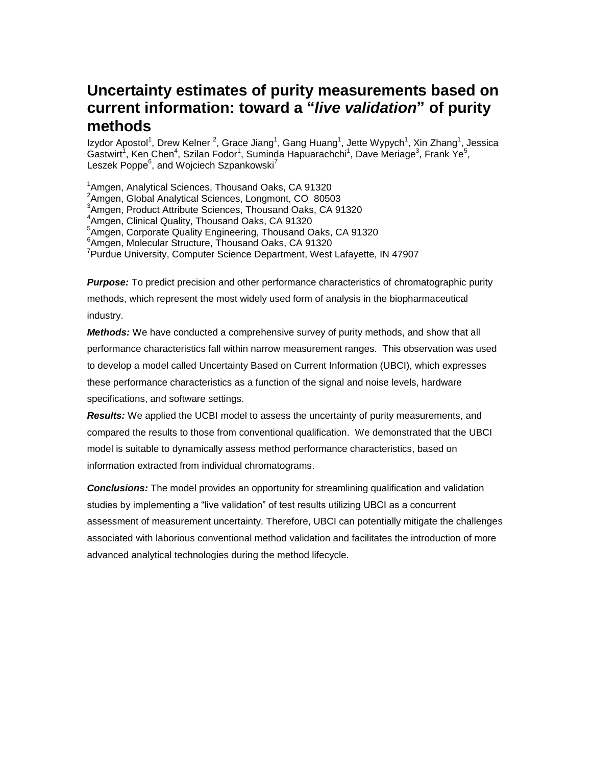# Uncertainty estimates of purity measurements based on current information: toward a "*live validation*" of purity methods

Izydor Apostol[1], Drew Kelner [2], Grace Jiang[1], Gang Huang[1], Jette Wypych[1], Xin Zhang[1], Jessica Gastwirt[1], Ken Chen[4], Szilan Fodor[1], Suminda Hapuarachchi[1], Dave Meriage[3], Frank Ye[5], Leszek Poppe[6], and Wojciech Szpankowski[7]

[1]Amgen, Analytical Sciences, Thousand Oaks, CA 91320
[2]Amgen, Global Analytical Sciences, Longmont, CO 80503
[3]Amgen, Product Attribute Sciences, Thousand Oaks, CA 91320
[4]Amgen, Clinical Quality, Thousand Oaks, CA 91320
[5]Amgen, Corporate Quality Engineering, Thousand Oaks, CA 91320
[6]Amgen, Molecular Structure, Thousand Oaks, CA 91320
[7]Purdue University, Computer Science Department, West Lafayette, IN 47907

***Purpose:*** To predict precision and other performance characteristics of chromatographic purity methods, which represent the most widely used form of analysis in the biopharmaceutical industry.

***Methods:*** We have conducted a comprehensive survey of purity methods, and show that all performance characteristics fall within narrow measurement ranges. This observation was used to develop a model called Uncertainty Based on Current Information (UBCI), which expresses these performance characteristics as a function of the signal and noise levels, hardware specifications, and software settings.

***Results:*** We applied the UCBI model to assess the uncertainty of purity measurements, and compared the results to those from conventional qualification. We demonstrated that the UBCI model is suitable to dynamically assess method performance characteristics, based on information extracted from individual chromatograms.

***Conclusions:*** The model provides an opportunity for streamlining qualification and validation studies by implementing a "live validation" of test results utilizing UBCI as a concurrent assessment of measurement uncertainty. Therefore, UBCI can potentially mitigate the challenges associated with laborious conventional method validation and facilitates the introduction of more advanced analytical technologies during the method lifecycle.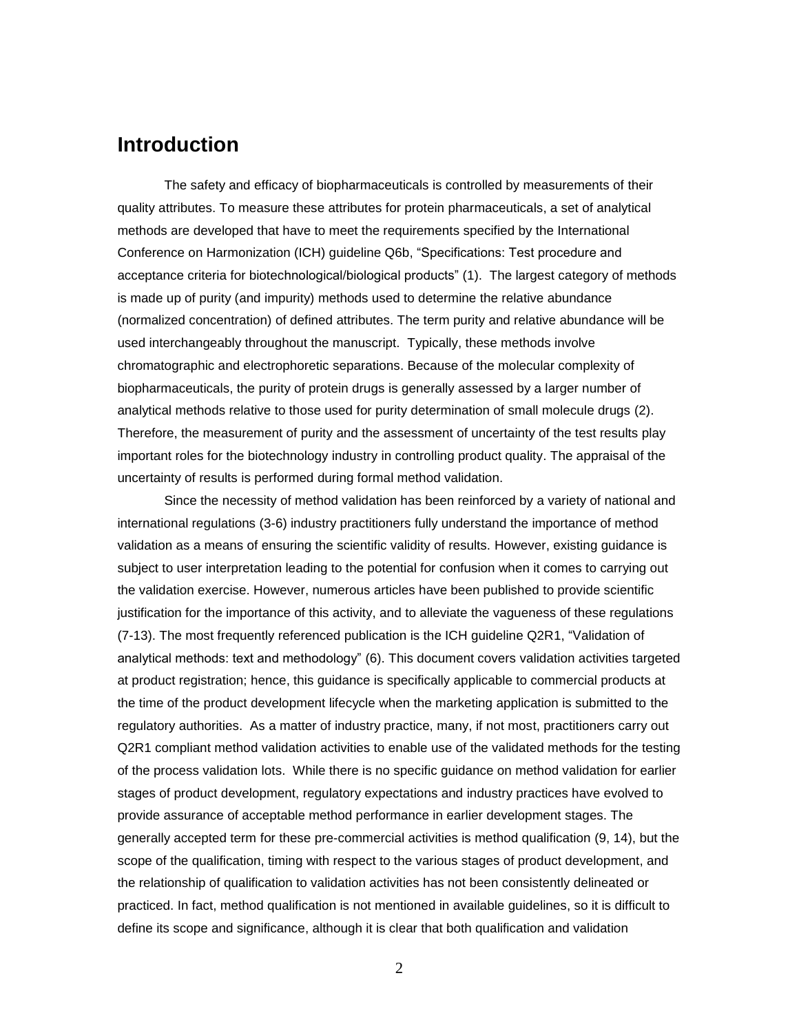## Introduction

The safety and efficacy of biopharmaceuticals is controlled by measurements of their quality attributes. To measure these attributes for protein pharmaceuticals, a set of analytical methods are developed that have to meet the requirements specified by the International Conference on Harmonization (ICH) guideline Q6b, "Specifications: Test procedure and acceptance criteria for biotechnological/biological products" (1). The largest category of methods is made up of purity (and impurity) methods used to determine the relative abundance (normalized concentration) of defined attributes. The term purity and relative abundance will be used interchangeably throughout the manuscript. Typically, these methods involve chromatographic and electrophoretic separations. Because of the molecular complexity of biopharmaceuticals, the purity of protein drugs is generally assessed by a larger number of analytical methods relative to those used for purity determination of small molecule drugs (2). Therefore, the measurement of purity and the assessment of uncertainty of the test results play important roles for the biotechnology industry in controlling product quality. The appraisal of the uncertainty of results is performed during formal method validation.

Since the necessity of method validation has been reinforced by a variety of national and international regulations (3-6) industry practitioners fully understand the importance of method validation as a means of ensuring the scientific validity of results. However, existing guidance is subject to user interpretation leading to the potential for confusion when it comes to carrying out the validation exercise. However, numerous articles have been published to provide scientific justification for the importance of this activity, and to alleviate the vagueness of these regulations (7-13). The most frequently referenced publication is the ICH guideline Q2R1, "Validation of analytical methods: text and methodology" (6). This document covers validation activities targeted at product registration; hence, this guidance is specifically applicable to commercial products at the time of the product development lifecycle when the marketing application is submitted to the regulatory authorities. As a matter of industry practice, many, if not most, practitioners carry out Q2R1 compliant method validation activities to enable use of the validated methods for the testing of the process validation lots. While there is no specific guidance on method validation for earlier stages of product development, regulatory expectations and industry practices have evolved to provide assurance of acceptable method performance in earlier development stages. The generally accepted term for these pre-commercial activities is method qualification (9, 14), but the scope of the qualification, timing with respect to the various stages of product development, and the relationship of qualification to validation activities has not been consistently delineated or practiced. In fact, method qualification is not mentioned in available guidelines, so it is difficult to define its scope and significance, although it is clear that both qualification and validation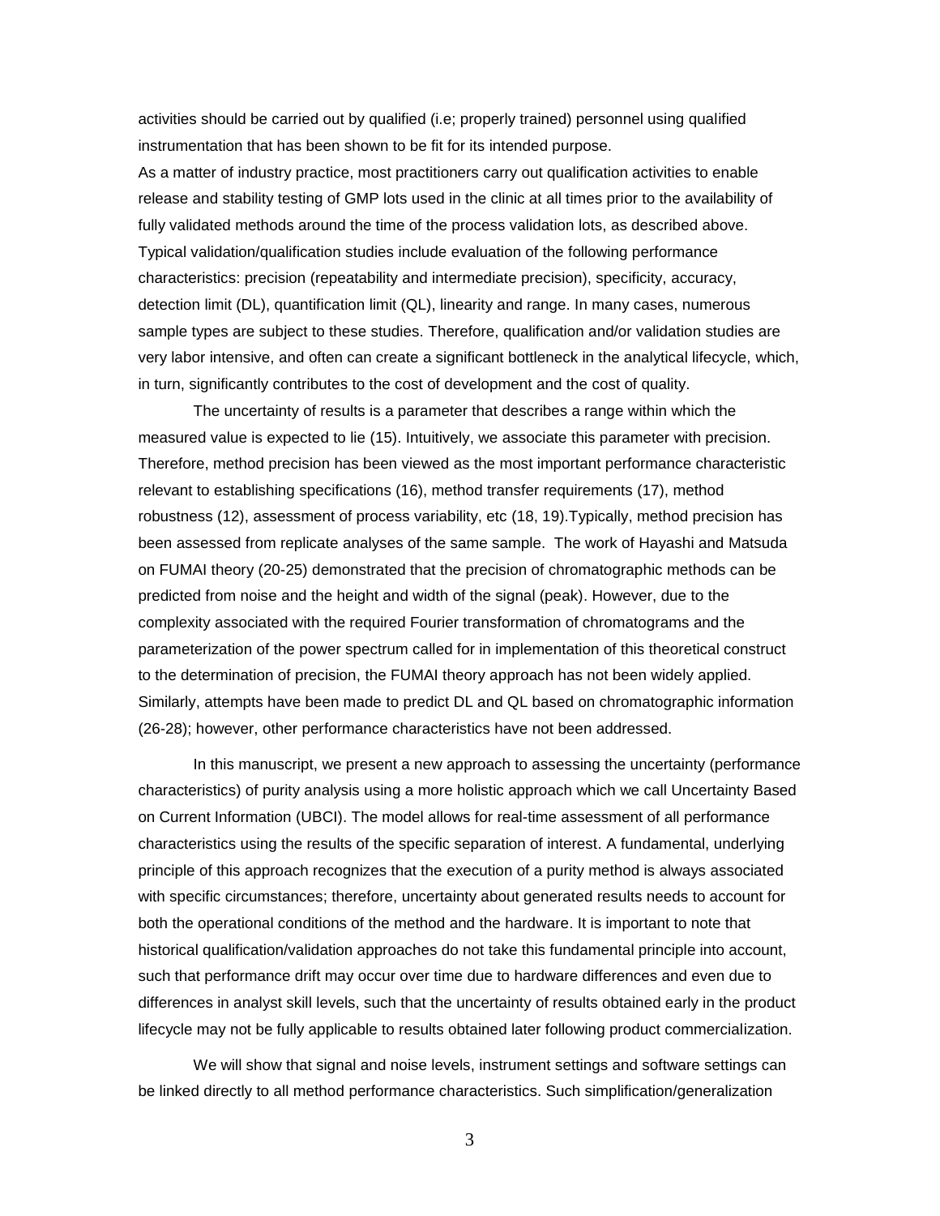activities should be carried out by qualified (i.e; properly trained) personnel using qualified instrumentation that has been shown to be fit for its intended purpose.
As a matter of industry practice, most practitioners carry out qualification activities to enable release and stability testing of GMP lots used in the clinic at all times prior to the availability of fully validated methods around the time of the process validation lots, as described above. Typical validation/qualification studies include evaluation of the following performance characteristics: precision (repeatability and intermediate precision), specificity, accuracy, detection limit (DL), quantification limit (QL), linearity and range. In many cases, numerous sample types are subject to these studies. Therefore, qualification and/or validation studies are very labor intensive, and often can create a significant bottleneck in the analytical lifecycle, which, in turn, significantly contributes to the cost of development and the cost of quality.

The uncertainty of results is a parameter that describes a range within which the measured value is expected to lie (15). Intuitively, we associate this parameter with precision. Therefore, method precision has been viewed as the most important performance characteristic relevant to establishing specifications (16), method transfer requirements (17), method robustness (12), assessment of process variability, etc (18, 19).Typically, method precision has been assessed from replicate analyses of the same sample. The work of Hayashi and Matsuda on FUMAI theory (20-25) demonstrated that the precision of chromatographic methods can be predicted from noise and the height and width of the signal (peak). However, due to the complexity associated with the required Fourier transformation of chromatograms and the parameterization of the power spectrum called for in implementation of this theoretical construct to the determination of precision, the FUMAI theory approach has not been widely applied. Similarly, attempts have been made to predict DL and QL based on chromatographic information (26-28); however, other performance characteristics have not been addressed.

In this manuscript, we present a new approach to assessing the uncertainty (performance characteristics) of purity analysis using a more holistic approach which we call Uncertainty Based on Current Information (UBCI). The model allows for real-time assessment of all performance characteristics using the results of the specific separation of interest. A fundamental, underlying principle of this approach recognizes that the execution of a purity method is always associated with specific circumstances; therefore, uncertainty about generated results needs to account for both the operational conditions of the method and the hardware. It is important to note that historical qualification/validation approaches do not take this fundamental principle into account, such that performance drift may occur over time due to hardware differences and even due to differences in analyst skill levels, such that the uncertainty of results obtained early in the product lifecycle may not be fully applicable to results obtained later following product commercialization.

We will show that signal and noise levels, instrument settings and software settings can be linked directly to all method performance characteristics. Such simplification/generalization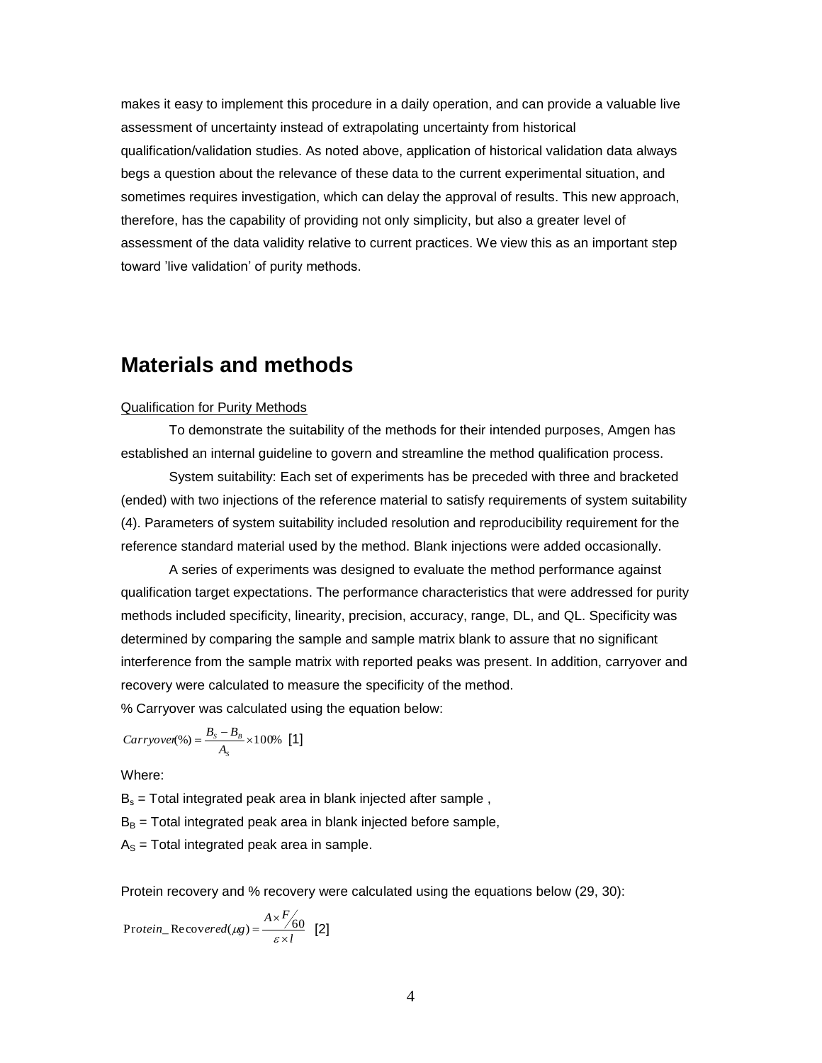makes it easy to implement this procedure in a daily operation, and can provide a valuable live assessment of uncertainty instead of extrapolating uncertainty from historical qualification/validation studies. As noted above, application of historical validation data always begs a question about the relevance of these data to the current experimental situation, and sometimes requires investigation, which can delay the approval of results. This new approach, therefore, has the capability of providing not only simplicity, but also a greater level of assessment of the data validity relative to current practices. We view this as an important step toward 'live validation' of purity methods.

## Materials and methods

Qualification for Purity Methods

To demonstrate the suitability of the methods for their intended purposes, Amgen has established an internal guideline to govern and streamline the method qualification process.

System suitability: Each set of experiments has be preceded with three and bracketed (ended) with two injections of the reference material to satisfy requirements of system suitability (4). Parameters of system suitability included resolution and reproducibility requirement for the reference standard material used by the method. Blank injections were added occasionally.

A series of experiments was designed to evaluate the method performance against qualification target expectations. The performance characteristics that were addressed for purity methods included specificity, linearity, precision, accuracy, range, DL, and QL. Specificity was determined by comparing the sample and sample matrix blank to assure that no significant interference from the sample matrix with reported peaks was present. In addition, carryover and recovery were calculated to measure the specificity of the method.

% Carryover was calculated using the equation below:

$$Carryover(\%) = \frac{B_S - B_B}{A_S} \times 100\% \quad [1]$$

Where:

$B_s$ = Total integrated peak area in blank injected after sample ,

$B_B$ = Total integrated peak area in blank injected before sample,

$A_S$ = Total integrated peak area in sample.

Protein recovery and % recovery were calculated using the equations below (29, 30):

$$Protein\_Recovered(\mu g) = \frac{A \times F/60}{\varepsilon \times l} \quad [2]$$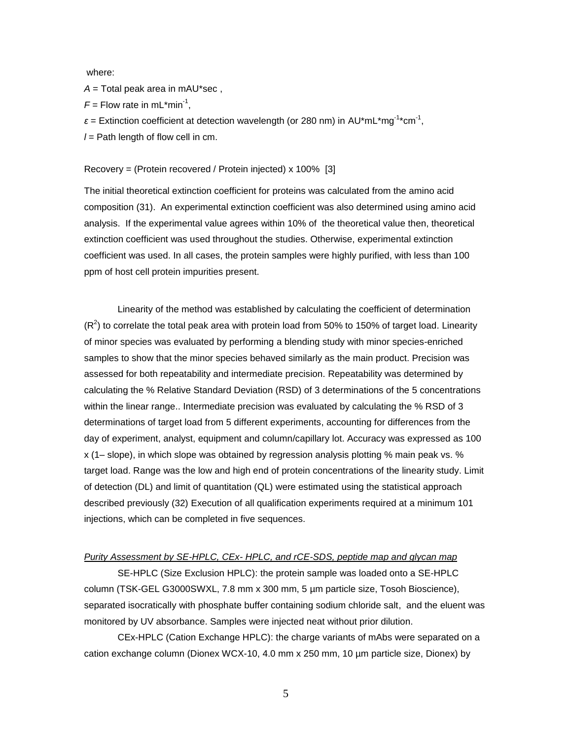where:

$A$ = Total peak area in mAU*sec ,

$F$ = Flow rate in mL*min$^{-1}$,

$\varepsilon$ = Extinction coefficient at detection wavelength (or 280 nm) in AU*mL*mg$^{-1}$*cm$^{-1}$,

$l$ = Path length of flow cell in cm.

Recovery = (Protein recovered / Protein injected) x 100% [3]

The initial theoretical extinction coefficient for proteins was calculated from the amino acid composition (31). An experimental extinction coefficient was also determined using amino acid analysis. If the experimental value agrees within 10% of the theoretical value then, theoretical extinction coefficient was used throughout the studies. Otherwise, experimental extinction coefficient was used. In all cases, the protein samples were highly purified, with less than 100 ppm of host cell protein impurities present.

Linearity of the method was established by calculating the coefficient of determination ($R^2$) to correlate the total peak area with protein load from 50% to 150% of target load. Linearity of minor species was evaluated by performing a blending study with minor species-enriched samples to show that the minor species behaved similarly as the main product. Precision was assessed for both repeatability and intermediate precision. Repeatability was determined by calculating the % Relative Standard Deviation (RSD) of 3 determinations of the 5 concentrations within the linear range.. Intermediate precision was evaluated by calculating the % RSD of 3 determinations of target load from 5 different experiments, accounting for differences from the day of experiment, analyst, equipment and column/capillary lot. Accuracy was expressed as 100 x (1– slope), in which slope was obtained by regression analysis plotting % main peak vs. % target load. Range was the low and high end of protein concentrations of the linearity study. Limit of detection (DL) and limit of quantitation (QL) were estimated using the statistical approach described previously (32) Execution of all qualification experiments required at a minimum 101 injections, which can be completed in five sequences.

*Purity Assessment by SE-HPLC, CEx- HPLC, and rCE-SDS, peptide map and glycan map*

SE-HPLC (Size Exclusion HPLC): the protein sample was loaded onto a SE-HPLC column (TSK-GEL G3000SWXL, 7.8 mm x 300 mm, 5 µm particle size, Tosoh Bioscience), separated isocratically with phosphate buffer containing sodium chloride salt, and the eluent was monitored by UV absorbance. Samples were injected neat without prior dilution.

CEx-HPLC (Cation Exchange HPLC): the charge variants of mAbs were separated on a cation exchange column (Dionex WCX-10, 4.0 mm x 250 mm, 10 µm particle size, Dionex) by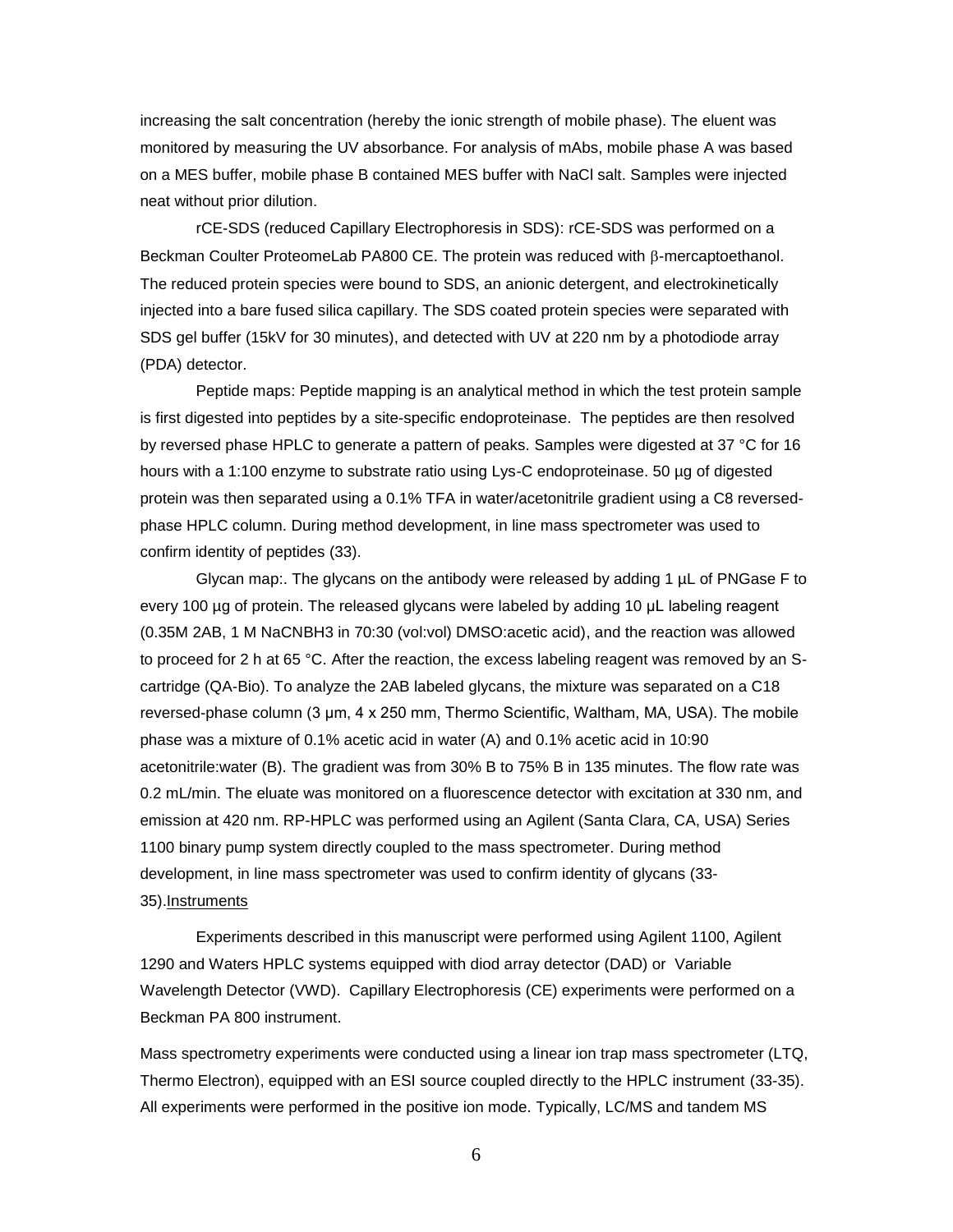increasing the salt concentration (hereby the ionic strength of mobile phase). The eluent was monitored by measuring the UV absorbance. For analysis of mAbs, mobile phase A was based on a MES buffer, mobile phase B contained MES buffer with NaCl salt. Samples were injected neat without prior dilution.

rCE-SDS (reduced Capillary Electrophoresis in SDS): rCE-SDS was performed on a Beckman Coulter ProteomeLab PA800 CE. The protein was reduced with β-mercaptoethanol. The reduced protein species were bound to SDS, an anionic detergent, and electrokinetically injected into a bare fused silica capillary. The SDS coated protein species were separated with SDS gel buffer (15kV for 30 minutes), and detected with UV at 220 nm by a photodiode array (PDA) detector.

Peptide maps: Peptide mapping is an analytical method in which the test protein sample is first digested into peptides by a site-specific endoproteinase. The peptides are then resolved by reversed phase HPLC to generate a pattern of peaks. Samples were digested at 37 °C for 16 hours with a 1:100 enzyme to substrate ratio using Lys-C endoproteinase. 50 µg of digested protein was then separated using a 0.1% TFA in water/acetonitrile gradient using a C8 reversed-phase HPLC column. During method development, in line mass spectrometer was used to confirm identity of peptides (33).

Glycan map:. The glycans on the antibody were released by adding 1 µL of PNGase F to every 100 µg of protein. The released glycans were labeled by adding 10 µL labeling reagent (0.35M 2AB, 1 M $NaCNBH_3$ in 70:30 (vol:vol) DMSO:acetic acid), and the reaction was allowed to proceed for 2 h at 65 °C. After the reaction, the excess labeling reagent was removed by an S-cartridge (QA-Bio). To analyze the 2AB labeled glycans, the mixture was separated on a C18 reversed-phase column (3 µm, 4 x 250 mm, Thermo Scientific, Waltham, MA, USA). The mobile phase was a mixture of 0.1% acetic acid in water (A) and 0.1% acetic acid in 10:90 acetonitrile:water (B). The gradient was from 30% B to 75% B in 135 minutes. The flow rate was 0.2 mL/min. The eluate was monitored on a fluorescence detector with excitation at 330 nm, and emission at 420 nm. RP-HPLC was performed using an Agilent (Santa Clara, CA, USA) Series 1100 binary pump system directly coupled to the mass spectrometer. During method development, in line mass spectrometer was used to confirm identity of glycans (33-35).

## Instruments

Experiments described in this manuscript were performed using Agilent 1100, Agilent 1290 and Waters HPLC systems equipped with diod array detector (DAD) or Variable Wavelength Detector (VWD). Capillary Electrophoresis (CE) experiments were performed on a Beckman PA 800 instrument.

Mass spectrometry experiments were conducted using a linear ion trap mass spectrometer (LTQ, Thermo Electron), equipped with an ESI source coupled directly to the HPLC instrument (33-35). All experiments were performed in the positive ion mode. Typically, LC/MS and tandem MS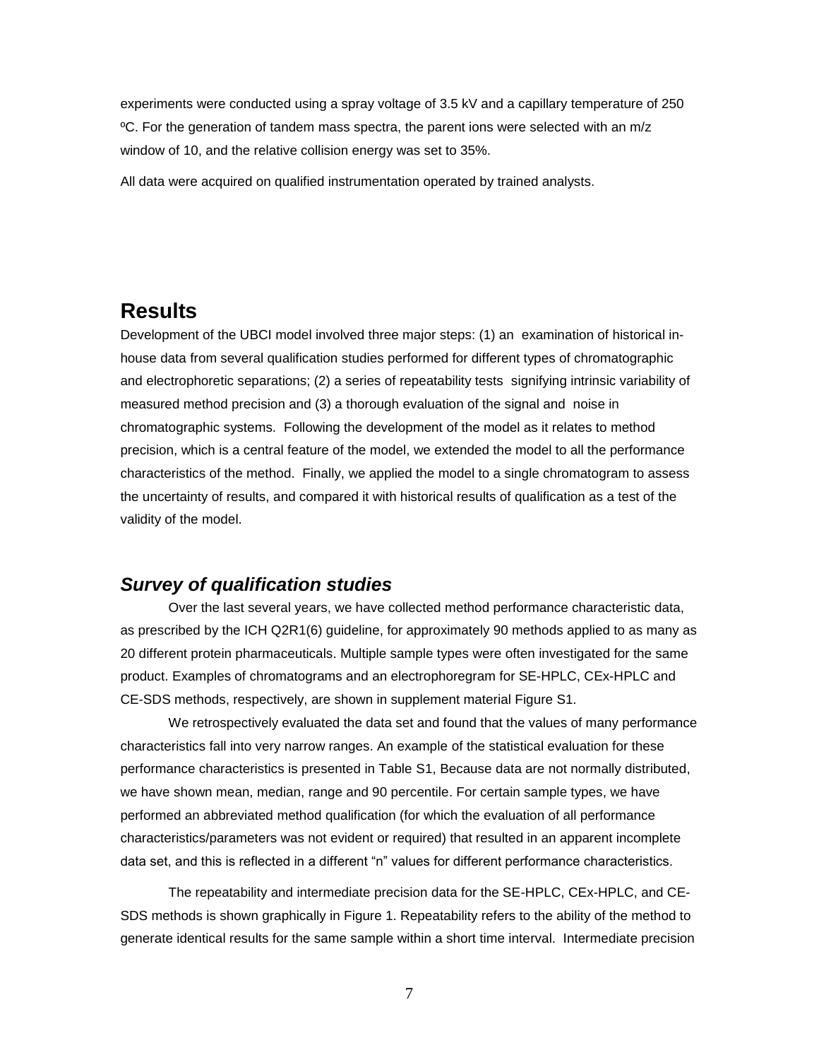experiments were conducted using a spray voltage of 3.5 kV and a capillary temperature of 250 ºC. For the generation of tandem mass spectra, the parent ions were selected with an m/z window of 10, and the relative collision energy was set to 35%.

All data were acquired on qualified instrumentation operated by trained analysts.

# Results

Development of the UBCI model involved three major steps: (1) an examination of historical in-house data from several qualification studies performed for different types of chromatographic and electrophoretic separations; (2) a series of repeatability tests signifying intrinsic variability of measured method precision and (3) a thorough evaluation of the signal and noise in chromatographic systems. Following the development of the model as it relates to method precision, which is a central feature of the model, we extended the model to all the performance characteristics of the method. Finally, we applied the model to a single chromatogram to assess the uncertainty of results, and compared it with historical results of qualification as a test of the validity of the model.

## *Survey of qualification studies*

Over the last several years, we have collected method performance characteristic data, as prescribed by the ICH Q2R1(6) guideline, for approximately 90 methods applied to as many as 20 different protein pharmaceuticals. Multiple sample types were often investigated for the same product. Examples of chromatograms and an electrophoregram for SE-HPLC, CEx-HPLC and CE-SDS methods, respectively, are shown in supplement material Figure S1.

We retrospectively evaluated the data set and found that the values of many performance characteristics fall into very narrow ranges. An example of the statistical evaluation for these performance characteristics is presented in Table S1, Because data are not normally distributed, we have shown mean, median, range and 90 percentile. For certain sample types, we have performed an abbreviated method qualification (for which the evaluation of all performance characteristics/parameters was not evident or required) that resulted in an apparent incomplete data set, and this is reflected in a different "n" values for different performance characteristics.

The repeatability and intermediate precision data for the SE-HPLC, CEx-HPLC, and CE-SDS methods is shown graphically in Figure 1. Repeatability refers to the ability of the method to generate identical results for the same sample within a short time interval. Intermediate precision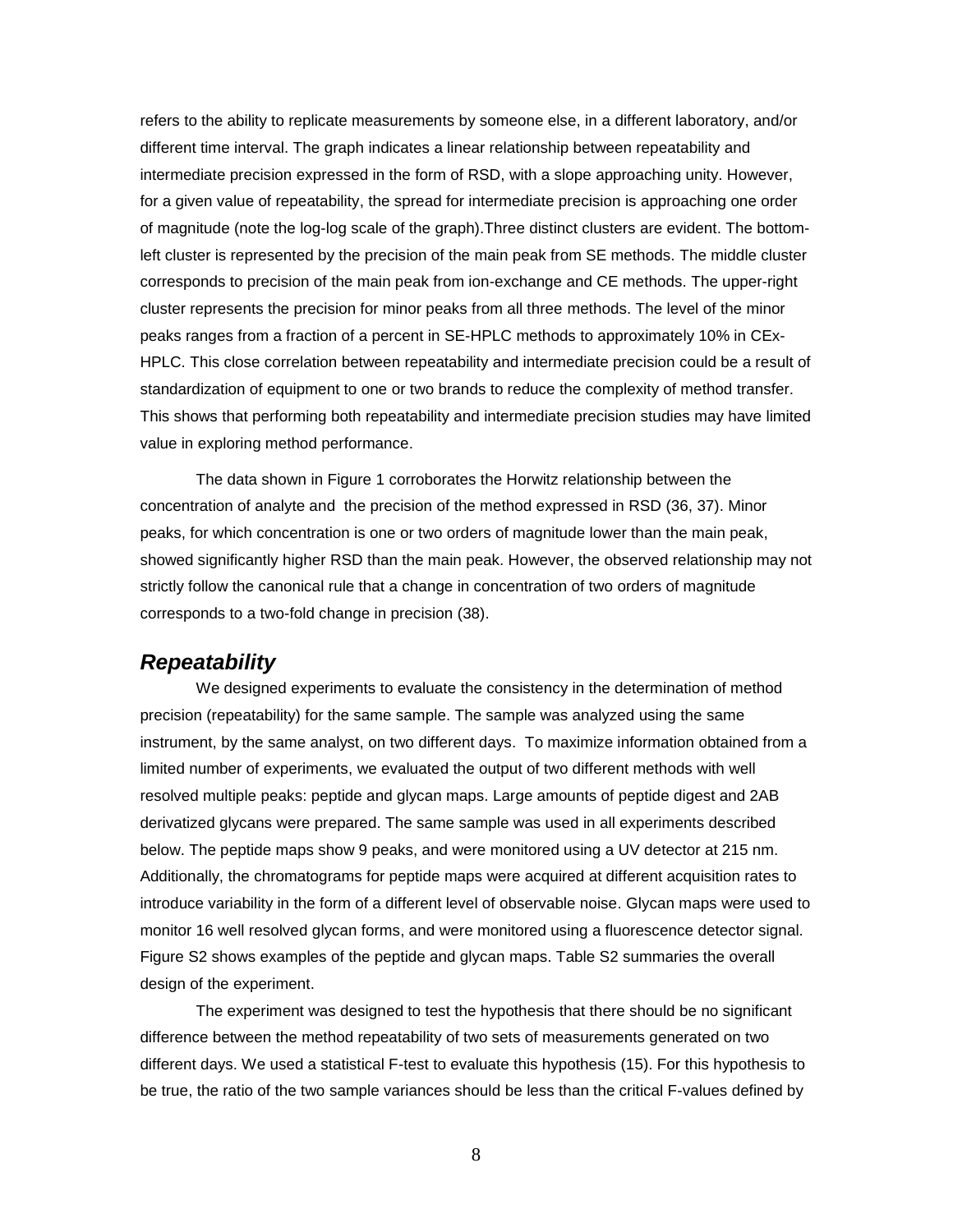refers to the ability to replicate measurements by someone else, in a different laboratory, and/or different time interval. The graph indicates a linear relationship between repeatability and intermediate precision expressed in the form of RSD, with a slope approaching unity. However, for a given value of repeatability, the spread for intermediate precision is approaching one order of magnitude (note the log-log scale of the graph).Three distinct clusters are evident. The bottom-left cluster is represented by the precision of the main peak from SE methods. The middle cluster corresponds to precision of the main peak from ion-exchange and CE methods. The upper-right cluster represents the precision for minor peaks from all three methods. The level of the minor peaks ranges from a fraction of a percent in SE-HPLC methods to approximately 10% in CEx-HPLC. This close correlation between repeatability and intermediate precision could be a result of standardization of equipment to one or two brands to reduce the complexity of method transfer. This shows that performing both repeatability and intermediate precision studies may have limited value in exploring method performance.

The data shown in Figure 1 corroborates the Horwitz relationship between the concentration of analyte and the precision of the method expressed in RSD (36, 37). Minor peaks, for which concentration is one or two orders of magnitude lower than the main peak, showed significantly higher RSD than the main peak. However, the observed relationship may not strictly follow the canonical rule that a change in concentration of two orders of magnitude corresponds to a two-fold change in precision (38).

## *Repeatability*

We designed experiments to evaluate the consistency in the determination of method precision (repeatability) for the same sample. The sample was analyzed using the same instrument, by the same analyst, on two different days. To maximize information obtained from a limited number of experiments, we evaluated the output of two different methods with well resolved multiple peaks: peptide and glycan maps. Large amounts of peptide digest and 2AB derivatized glycans were prepared. The same sample was used in all experiments described below. The peptide maps show 9 peaks, and were monitored using a UV detector at 215 nm. Additionally, the chromatograms for peptide maps were acquired at different acquisition rates to introduce variability in the form of a different level of observable noise. Glycan maps were used to monitor 16 well resolved glycan forms, and were monitored using a fluorescence detector signal. Figure S2 shows examples of the peptide and glycan maps. Table S2 summaries the overall design of the experiment.

The experiment was designed to test the hypothesis that there should be no significant difference between the method repeatability of two sets of measurements generated on two different days. We used a statistical F-test to evaluate this hypothesis (15). For this hypothesis to be true, the ratio of the two sample variances should be less than the critical F-values defined by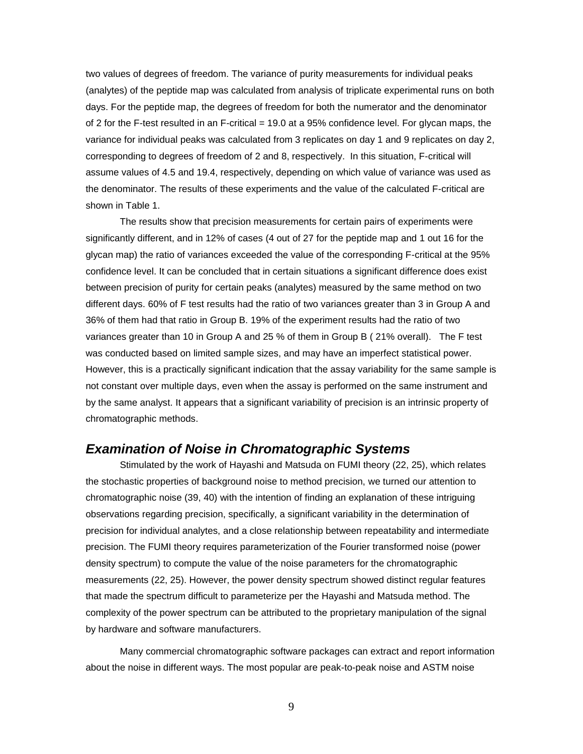two values of degrees of freedom. The variance of purity measurements for individual peaks (analytes) of the peptide map was calculated from analysis of triplicate experimental runs on both days. For the peptide map, the degrees of freedom for both the numerator and the denominator of 2 for the F-test resulted in an F-critical = 19.0 at a 95% confidence level. For glycan maps, the variance for individual peaks was calculated from 3 replicates on day 1 and 9 replicates on day 2, corresponding to degrees of freedom of 2 and 8, respectively. In this situation, F-critical will assume values of 4.5 and 19.4, respectively, depending on which value of variance was used as the denominator. The results of these experiments and the value of the calculated F-critical are shown in Table 1.

The results show that precision measurements for certain pairs of experiments were significantly different, and in 12% of cases (4 out of 27 for the peptide map and 1 out 16 for the glycan map) the ratio of variances exceeded the value of the corresponding F-critical at the 95% confidence level. It can be concluded that in certain situations a significant difference does exist between precision of purity for certain peaks (analytes) measured by the same method on two different days. 60% of F test results had the ratio of two variances greater than 3 in Group A and 36% of them had that ratio in Group B. 19% of the experiment results had the ratio of two variances greater than 10 in Group A and 25 % of them in Group B ( 21% overall). The F test was conducted based on limited sample sizes, and may have an imperfect statistical power. However, this is a practically significant indication that the assay variability for the same sample is not constant over multiple days, even when the assay is performed on the same instrument and by the same analyst. It appears that a significant variability of precision is an intrinsic property of chromatographic methods.

## *Examination of Noise in Chromatographic Systems*

Stimulated by the work of Hayashi and Matsuda on FUMI theory (22, 25), which relates the stochastic properties of background noise to method precision, we turned our attention to chromatographic noise (39, 40) with the intention of finding an explanation of these intriguing observations regarding precision, specifically, a significant variability in the determination of precision for individual analytes, and a close relationship between repeatability and intermediate precision. The FUMI theory requires parameterization of the Fourier transformed noise (power density spectrum) to compute the value of the noise parameters for the chromatographic measurements (22, 25). However, the power density spectrum showed distinct regular features that made the spectrum difficult to parameterize per the Hayashi and Matsuda method. The complexity of the power spectrum can be attributed to the proprietary manipulation of the signal by hardware and software manufacturers.

Many commercial chromatographic software packages can extract and report information about the noise in different ways. The most popular are peak-to-peak noise and ASTM noise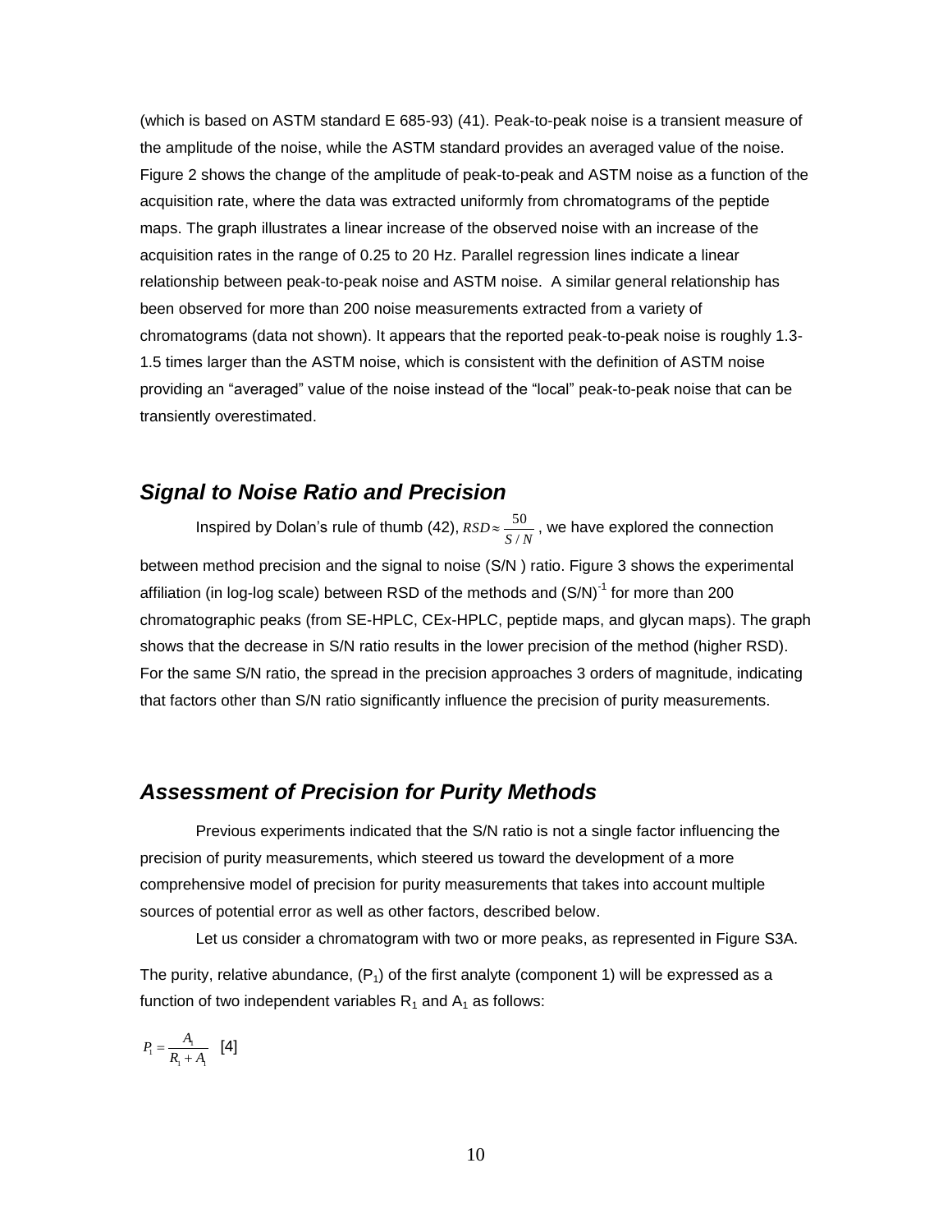(which is based on ASTM standard E 685-93) (41). Peak-to-peak noise is a transient measure of the amplitude of the noise, while the ASTM standard provides an averaged value of the noise. Figure 2 shows the change of the amplitude of peak-to-peak and ASTM noise as a function of the acquisition rate, where the data was extracted uniformly from chromatograms of the peptide maps. The graph illustrates a linear increase of the observed noise with an increase of the acquisition rates in the range of 0.25 to 20 Hz. Parallel regression lines indicate a linear relationship between peak-to-peak noise and ASTM noise. A similar general relationship has been observed for more than 200 noise measurements extracted from a variety of chromatograms (data not shown). It appears that the reported peak-to-peak noise is roughly 1.3-1.5 times larger than the ASTM noise, which is consistent with the definition of ASTM noise providing an "averaged" value of the noise instead of the "local" peak-to-peak noise that can be transiently overestimated.

## *Signal to Noise Ratio and Precision*

Inspired by Dolan's rule of thumb (42), $RSD \approx \frac{50}{S/N}$, we have explored the connection between method precision and the signal to noise (S/N ) ratio. Figure 3 shows the experimental affiliation (in log-log scale) between RSD of the methods and $(S/N)^{-1}$ for more than 200 chromatographic peaks (from SE-HPLC, CEx-HPLC, peptide maps, and glycan maps). The graph shows that the decrease in S/N ratio results in the lower precision of the method (higher RSD). For the same S/N ratio, the spread in the precision approaches 3 orders of magnitude, indicating that factors other than S/N ratio significantly influence the precision of purity measurements.

## *Assessment of Precision for Purity Methods*

Previous experiments indicated that the S/N ratio is not a single factor influencing the precision of purity measurements, which steered us toward the development of a more comprehensive model of precision for purity measurements that takes into account multiple sources of potential error as well as other factors, described below.

Let us consider a chromatogram with two or more peaks, as represented in Figure S3A.

The purity, relative abundance, ($P_1$) of the first analyte (component 1) will be expressed as a function of two independent variables $R_1$ and $A_1$ as follows:

$$P_1 = \frac{A_1}{R_1 + A_1} \quad [4]$$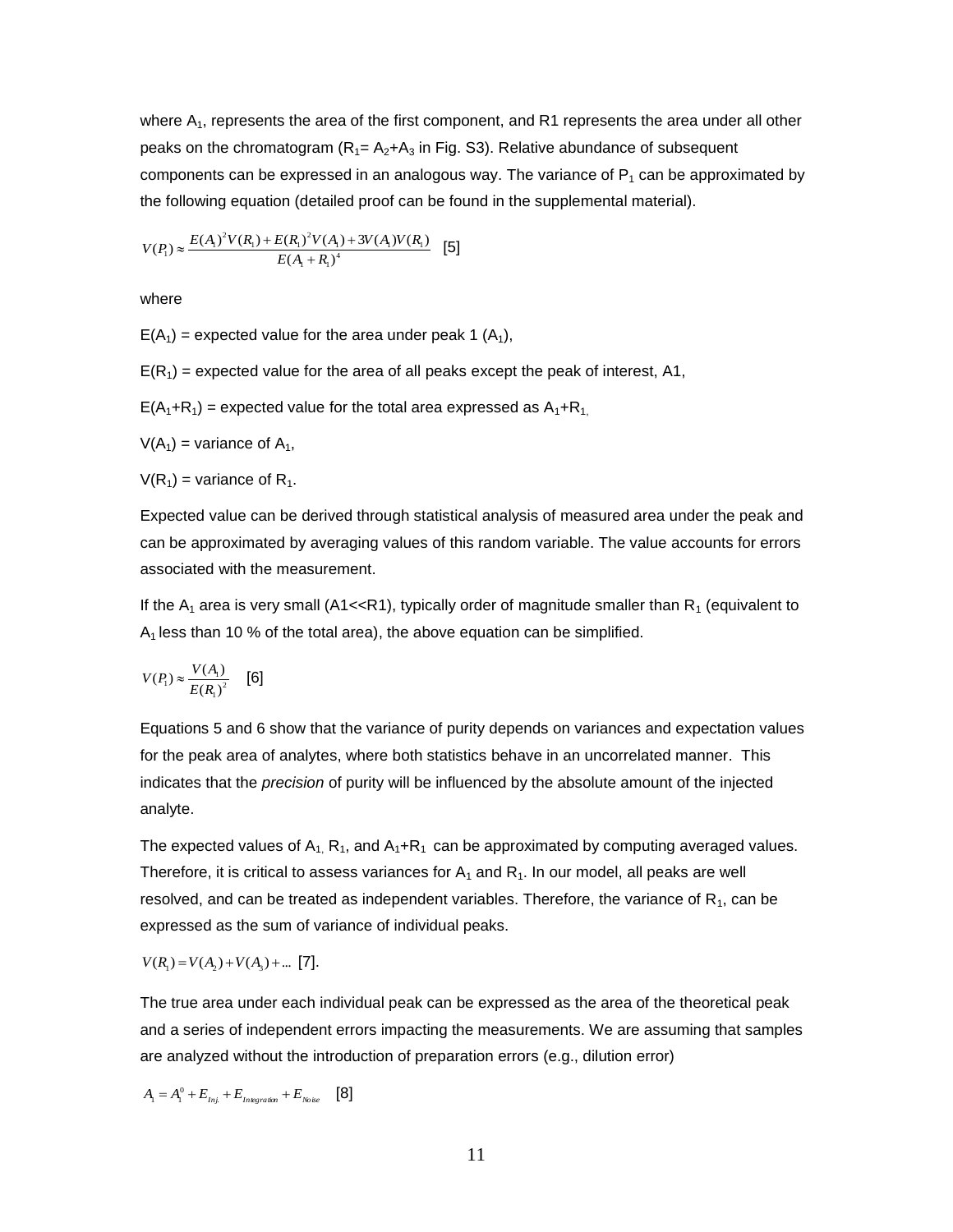where $A_1$, represents the area of the first component, and R1 represents the area under all other peaks on the chromatogram ($R_1$= $A_2$+$A_3$ in Fig. S3). Relative abundance of subsequent components can be expressed in an analogous way. The variance of $P_1$ can be approximated by the following equation (detailed proof can be found in the supplemental material).

$$V(P_1) \approx \frac{E(A_1)^2 V(R_1) + E(R_1)^2 V(A_1) + 3V(A_1)V(R_1)}{E(A_1 + R_1)^4} \quad [5]$$

where

$E(A_1)$ = expected value for the area under peak 1 ($A_1$),

$E(R_1)$ = expected value for the area of all peaks except the peak of interest, A1,

$E(A_1+R_1)$ = expected value for the total area expressed as $A_1+R_1$,

$V(A_1)$ = variance of $A_1$,

$V(R_1)$ = variance of $R_1$.

Expected value can be derived through statistical analysis of measured area under the peak and can be approximated by averaging values of this random variable. The value accounts for errors associated with the measurement.

If the $A_1$ area is very small (A1<<R1), typically order of magnitude smaller than $R_1$ (equivalent to $A_1$ less than 10 % of the total area), the above equation can be simplified.

$$V(P_1) \approx \frac{V(A_1)}{E(R_1)^2} \quad [6]$$

Equations 5 and 6 show that the variance of purity depends on variances and expectation values for the peak area of analytes, where both statistics behave in an uncorrelated manner. This indicates that the *precision* of purity will be influenced by the absolute amount of the injected analyte.

The expected values of $A_1$, $R_1$, and $A_1$+$R_1$ can be approximated by computing averaged values. Therefore, it is critical to assess variances for $A_1$ and $R_1$. In our model, all peaks are well resolved, and can be treated as independent variables. Therefore, the variance of $R_1$, can be expressed as the sum of variance of individual peaks.

$$V(R_1) = V(A_2) + V(A_3) + \dots \quad [7].$$

The true area under each individual peak can be expressed as the area of the theoretical peak and a series of independent errors impacting the measurements. We are assuming that samples are analyzed without the introduction of preparation errors (e.g., dilution error)

$$A_1 = A_1^0 + E_{Inj.} + E_{Integration} + E_{Noise} \quad [8]$$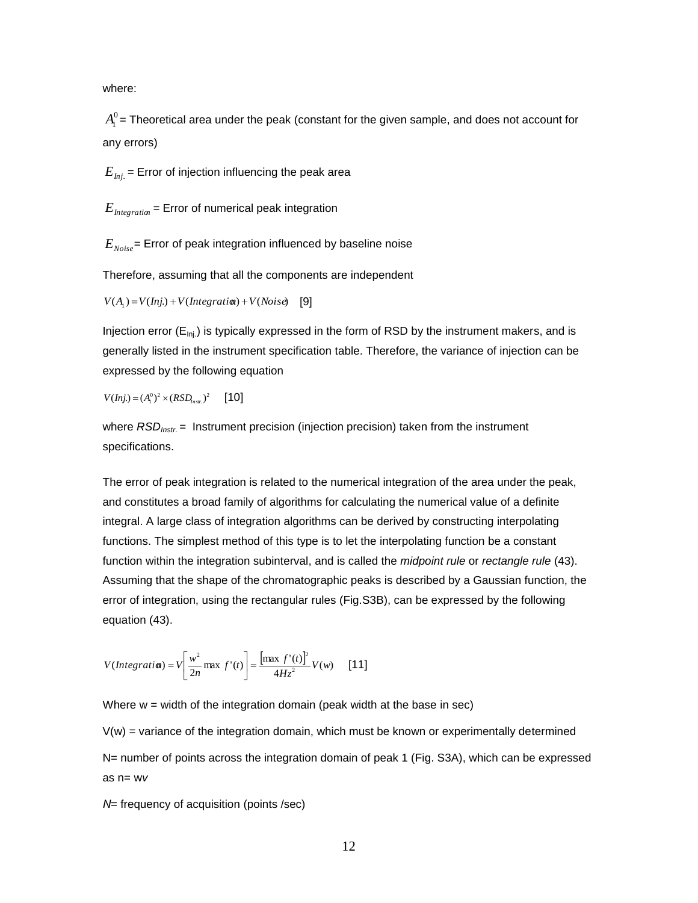where:

$A_1^0$ = Theoretical area under the peak (constant for the given sample, and does not account for any errors)

$E_{Inj.}$ = Error of injection influencing the peak area

$E_{Integration}$ = Error of numerical peak integration

$E_{Noise}$ = Error of peak integration influenced by baseline noise

Therefore, assuming that all the components are independent

$$V(A_1) = V(Inj.) + V(Integration) + V(Noise) \quad [9]$$

Injection error ($E_{Inj.}$) is typically expressed in the form of RSD by the instrument makers, and is generally listed in the instrument specification table. Therefore, the variance of injection can be expressed by the following equation

$$V(Inj.) = (A_1^0)^2 \times (RSD_{Instr.})^2 \quad [10]$$

where $RSD_{Instr.}$ = Instrument precision (injection precision) taken from the instrument specifications.

The error of peak integration is related to the numerical integration of the area under the peak, and constitutes a broad family of algorithms for calculating the numerical value of a definite integral. A large class of integration algorithms can be derived by constructing interpolating functions. The simplest method of this type is to let the interpolating function be a constant function within the integration subinterval, and is called the *midpoint rule* or *rectangle rule* (43). Assuming that the shape of the chromatographic peaks is described by a Gaussian function, the error of integration, using the rectangular rules (Fig.S3B), can be expressed by the following equation (43).

$$V(Integration) = V\left[\frac{w^2}{2n}\max f'(t)\right] = \frac{\left[\max f'(t)\right]^2}{4Hz^2}V(w) \quad [11]$$

Where w = width of the integration domain (peak width at the base in sec)

V(w) = variance of the integration domain, which must be known or experimentally determined

N= number of points across the integration domain of peak 1 (Fig. S3A), which can be expressed as n= w*v*

*N*= frequency of acquisition (points /sec)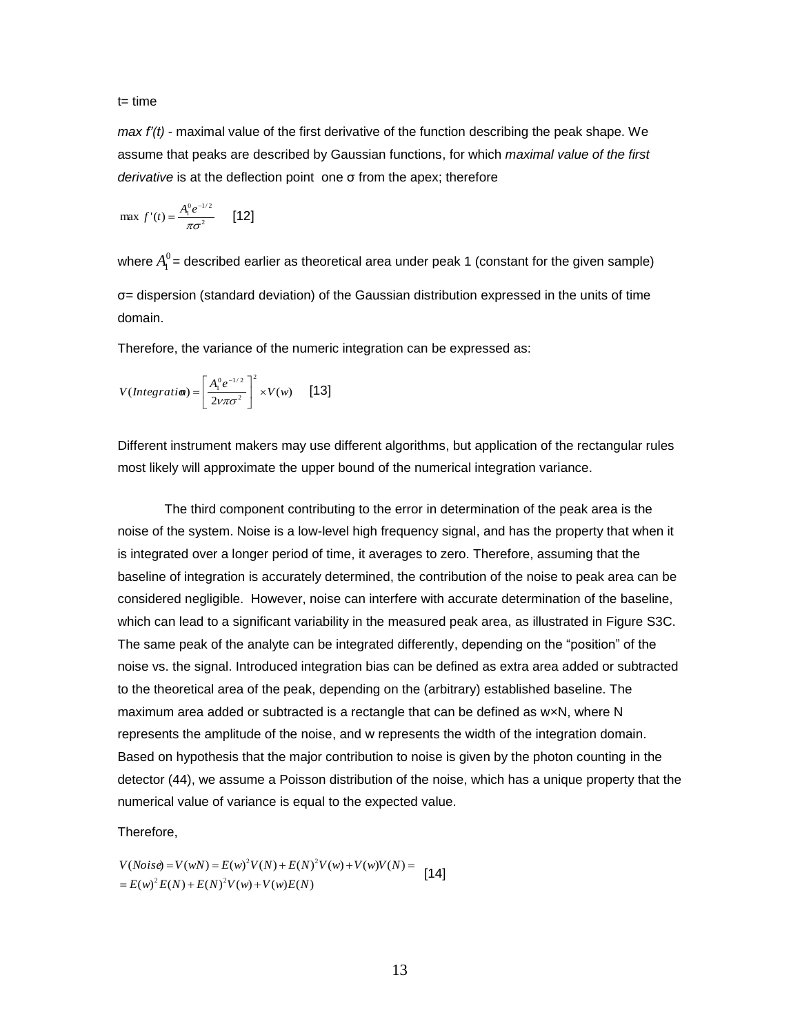t= time

*max f′(t)* - maximal value of the first derivative of the function describing the peak shape. We assume that peaks are described by Gaussian functions, for which *maximal value of the first derivative* is at the deflection point one σ from the apex; therefore

$$\max\ f'(t) = \frac{A_1^0 e^{-1/2}}{\pi\sigma^2} \quad [12]$$

where $A_1^0$ = described earlier as theoretical area under peak 1 (constant for the given sample)

σ= dispersion (standard deviation) of the Gaussian distribution expressed in the units of time domain.

Therefore, the variance of the numeric integration can be expressed as:

$$V(Integration) = \left[\frac{A_1^0 e^{-1/2}}{2\nu\pi\sigma^2}\right]^2 \times V(w) \quad [13]$$

Different instrument makers may use different algorithms, but application of the rectangular rules most likely will approximate the upper bound of the numerical integration variance.

The third component contributing to the error in determination of the peak area is the noise of the system. Noise is a low-level high frequency signal, and has the property that when it is integrated over a longer period of time, it averages to zero. Therefore, assuming that the baseline of integration is accurately determined, the contribution of the noise to peak area can be considered negligible. However, noise can interfere with accurate determination of the baseline, which can lead to a significant variability in the measured peak area, as illustrated in Figure S3C. The same peak of the analyte can be integrated differently, depending on the "position" of the noise vs. the signal. Introduced integration bias can be defined as extra area added or subtracted to the theoretical area of the peak, depending on the (arbitrary) established baseline. The maximum area added or subtracted is a rectangle that can be defined as w×N, where N represents the amplitude of the noise, and w represents the width of the integration domain. Based on hypothesis that the major contribution to noise is given by the photon counting in the detector (44), we assume a Poisson distribution of the noise, which has a unique property that the numerical value of variance is equal to the expected value.

Therefore,

$$\begin{aligned} V(Noise) &= V(wN) = E(w)^2 V(N) + E(N)^2 V(w) + V(w)V(N) = \\ &= E(w)^2 E(N) + E(N)^2 V(w) + V(w)E(N) \end{aligned} \quad [14]$$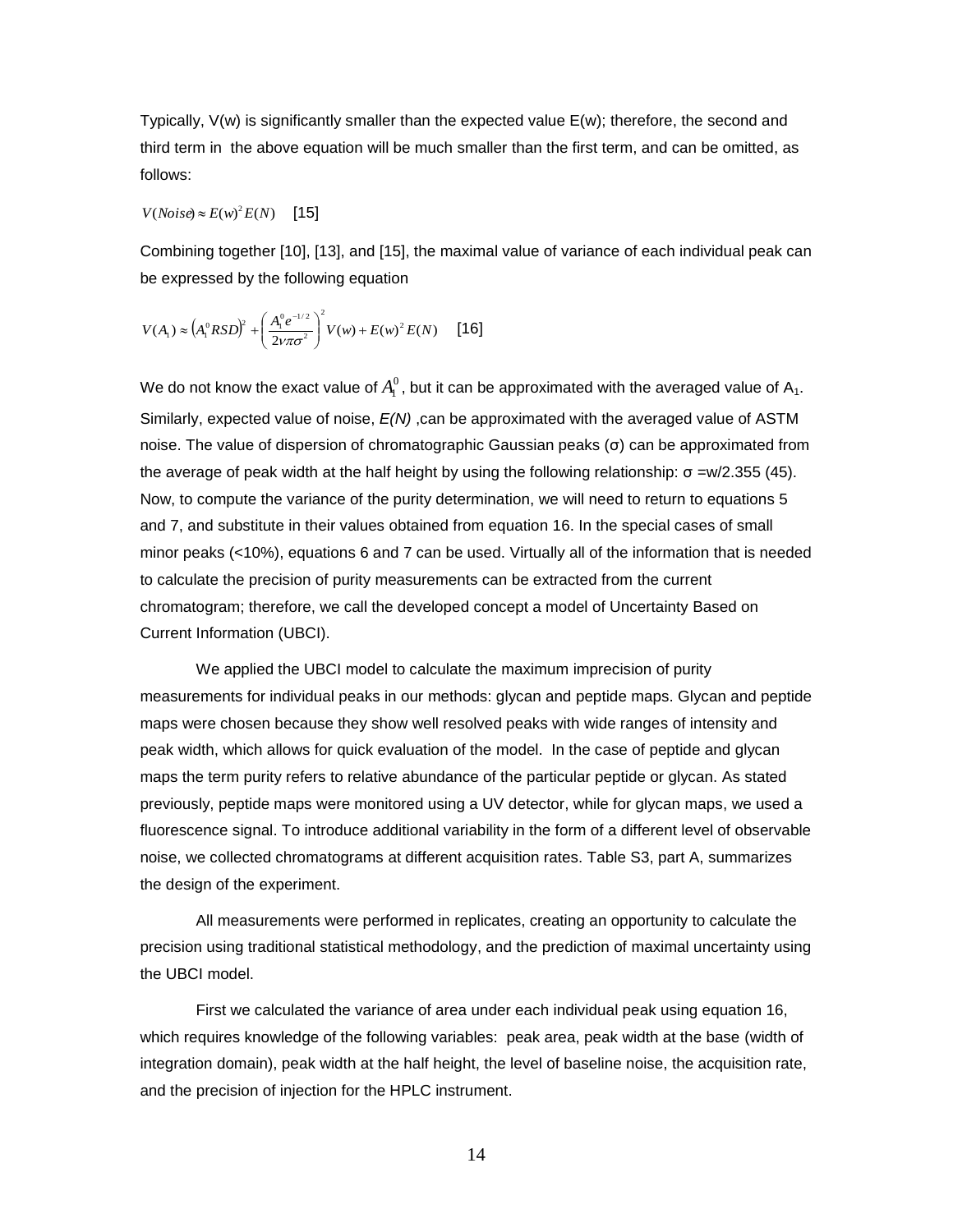Typically, V(w) is significantly smaller than the expected value E(w); therefore, the second and third term in the above equation will be much smaller than the first term, and can be omitted, as follows:

$$V(Noise) \approx E(w)^2 E(N) \quad [15]$$

Combining together [10], [13], and [15], the maximal value of variance of each individual peak can be expressed by the following equation

$$V(A_1) \approx \left(A_1^0 RSD\right)^2 + \left(\frac{A_1^0 e^{-1/2}}{2\nu\pi\sigma^2}\right)^2 V(w) + E(w)^2 E(N) \quad [16]$$

We do not know the exact value of $A_1^0$, but it can be approximated with the averaged value of $A_1$. Similarly, expected value of noise, *E(N)* ,can be approximated with the averaged value of ASTM noise. The value of dispersion of chromatographic Gaussian peaks (σ) can be approximated from the average of peak width at the half height by using the following relationship: $\sigma = w/2.355$ (45). Now, to compute the variance of the purity determination, we will need to return to equations 5 and 7, and substitute in their values obtained from equation 16. In the special cases of small minor peaks (<10%), equations 6 and 7 can be used. Virtually all of the information that is needed to calculate the precision of purity measurements can be extracted from the current chromatogram; therefore, we call the developed concept a model of Uncertainty Based on Current Information (UBCI).

We applied the UBCI model to calculate the maximum imprecision of purity measurements for individual peaks in our methods: glycan and peptide maps. Glycan and peptide maps were chosen because they show well resolved peaks with wide ranges of intensity and peak width, which allows for quick evaluation of the model. In the case of peptide and glycan maps the term purity refers to relative abundance of the particular peptide or glycan. As stated previously, peptide maps were monitored using a UV detector, while for glycan maps, we used a fluorescence signal. To introduce additional variability in the form of a different level of observable noise, we collected chromatograms at different acquisition rates. Table S3, part A, summarizes the design of the experiment.

All measurements were performed in replicates, creating an opportunity to calculate the precision using traditional statistical methodology, and the prediction of maximal uncertainty using the UBCI model.

First we calculated the variance of area under each individual peak using equation 16, which requires knowledge of the following variables: peak area, peak width at the base (width of integration domain), peak width at the half height, the level of baseline noise, the acquisition rate, and the precision of injection for the HPLC instrument.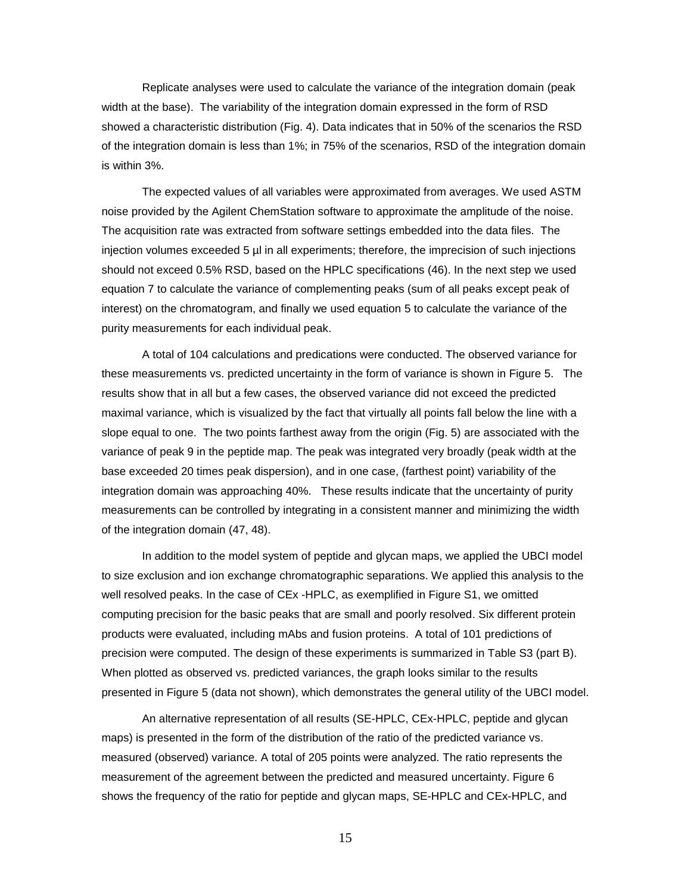Replicate analyses were used to calculate the variance of the integration domain (peak width at the base). The variability of the integration domain expressed in the form of RSD showed a characteristic distribution (Fig. 4). Data indicates that in 50% of the scenarios the RSD of the integration domain is less than 1%; in 75% of the scenarios, RSD of the integration domain is within 3%.

The expected values of all variables were approximated from averages. We used ASTM noise provided by the Agilent ChemStation software to approximate the amplitude of the noise. The acquisition rate was extracted from software settings embedded into the data files. The injection volumes exceeded 5 µl in all experiments; therefore, the imprecision of such injections should not exceed 0.5% RSD, based on the HPLC specifications (46). In the next step we used equation 7 to calculate the variance of complementing peaks (sum of all peaks except peak of interest) on the chromatogram, and finally we used equation 5 to calculate the variance of the purity measurements for each individual peak.

A total of 104 calculations and predications were conducted. The observed variance for these measurements vs. predicted uncertainty in the form of variance is shown in Figure 5. The results show that in all but a few cases, the observed variance did not exceed the predicted maximal variance, which is visualized by the fact that virtually all points fall below the line with a slope equal to one. The two points farthest away from the origin (Fig. 5) are associated with the variance of peak 9 in the peptide map. The peak was integrated very broadly (peak width at the base exceeded 20 times peak dispersion), and in one case, (farthest point) variability of the integration domain was approaching 40%. These results indicate that the uncertainty of purity measurements can be controlled by integrating in a consistent manner and minimizing the width of the integration domain (47, 48).

In addition to the model system of peptide and glycan maps, we applied the UBCI model to size exclusion and ion exchange chromatographic separations. We applied this analysis to the well resolved peaks. In the case of CEx -HPLC, as exemplified in Figure S1, we omitted computing precision for the basic peaks that are small and poorly resolved. Six different protein products were evaluated, including mAbs and fusion proteins. A total of 101 predictions of precision were computed. The design of these experiments is summarized in Table S3 (part B). When plotted as observed vs. predicted variances, the graph looks similar to the results presented in Figure 5 (data not shown), which demonstrates the general utility of the UBCI model.

An alternative representation of all results (SE-HPLC, CEx-HPLC, peptide and glycan maps) is presented in the form of the distribution of the ratio of the predicted variance vs. measured (observed) variance. A total of 205 points were analyzed. The ratio represents the measurement of the agreement between the predicted and measured uncertainty. Figure 6 shows the frequency of the ratio for peptide and glycan maps, SE-HPLC and CEx-HPLC, and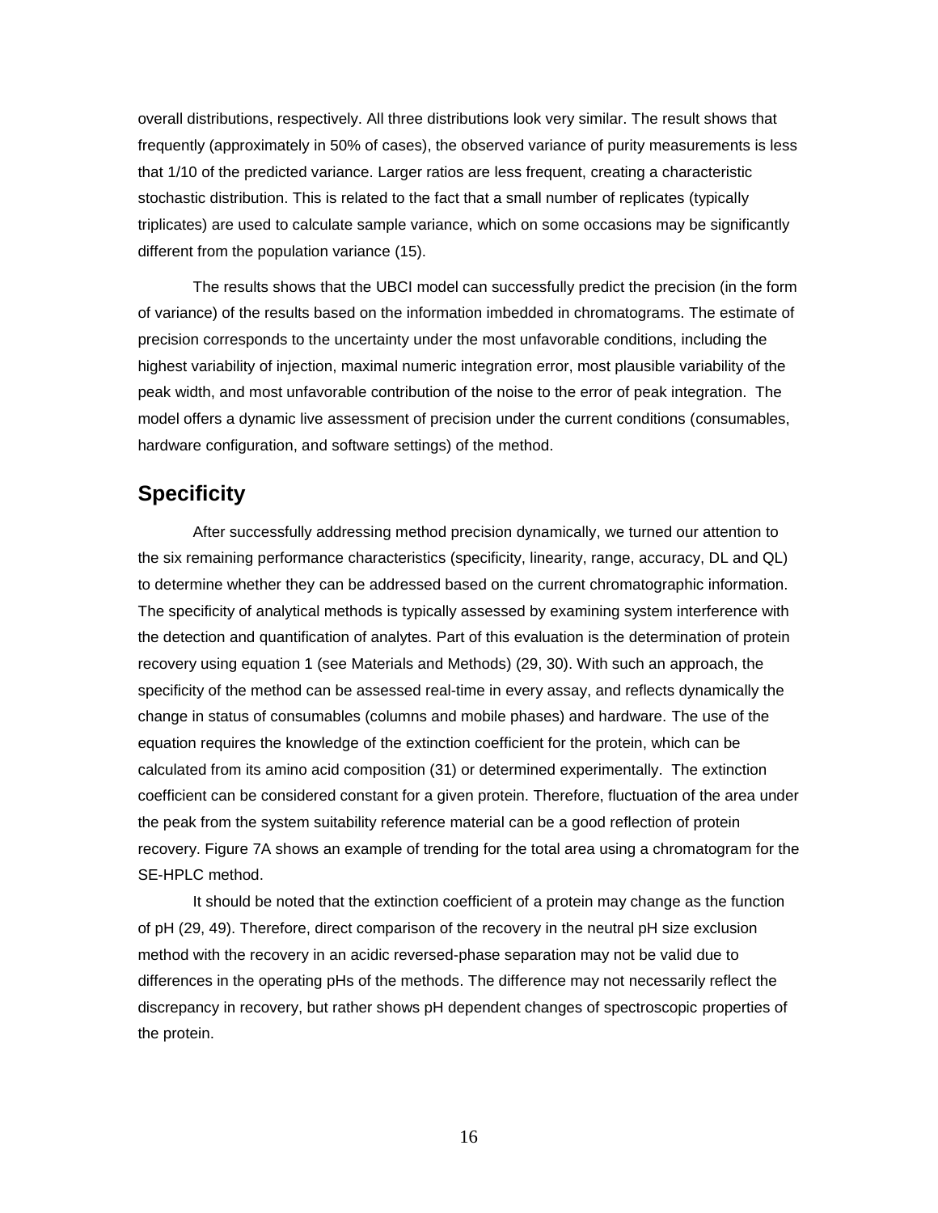overall distributions, respectively. All three distributions look very similar. The result shows that frequently (approximately in 50% of cases), the observed variance of purity measurements is less that 1/10 of the predicted variance. Larger ratios are less frequent, creating a characteristic stochastic distribution. This is related to the fact that a small number of replicates (typically triplicates) are used to calculate sample variance, which on some occasions may be significantly different from the population variance (15).

The results shows that the UBCI model can successfully predict the precision (in the form of variance) of the results based on the information imbedded in chromatograms. The estimate of precision corresponds to the uncertainty under the most unfavorable conditions, including the highest variability of injection, maximal numeric integration error, most plausible variability of the peak width, and most unfavorable contribution of the noise to the error of peak integration. The model offers a dynamic live assessment of precision under the current conditions (consumables, hardware configuration, and software settings) of the method.

## Specificity

After successfully addressing method precision dynamically, we turned our attention to the six remaining performance characteristics (specificity, linearity, range, accuracy, DL and QL) to determine whether they can be addressed based on the current chromatographic information. The specificity of analytical methods is typically assessed by examining system interference with the detection and quantification of analytes. Part of this evaluation is the determination of protein recovery using equation 1 (see Materials and Methods) (29, 30). With such an approach, the specificity of the method can be assessed real-time in every assay, and reflects dynamically the change in status of consumables (columns and mobile phases) and hardware. The use of the equation requires the knowledge of the extinction coefficient for the protein, which can be calculated from its amino acid composition (31) or determined experimentally. The extinction coefficient can be considered constant for a given protein. Therefore, fluctuation of the area under the peak from the system suitability reference material can be a good reflection of protein recovery. Figure 7A shows an example of trending for the total area using a chromatogram for the SE-HPLC method.

It should be noted that the extinction coefficient of a protein may change as the function of pH (29, 49). Therefore, direct comparison of the recovery in the neutral pH size exclusion method with the recovery in an acidic reversed-phase separation may not be valid due to differences in the operating pHs of the methods. The difference may not necessarily reflect the discrepancy in recovery, but rather shows pH dependent changes of spectroscopic properties of the protein.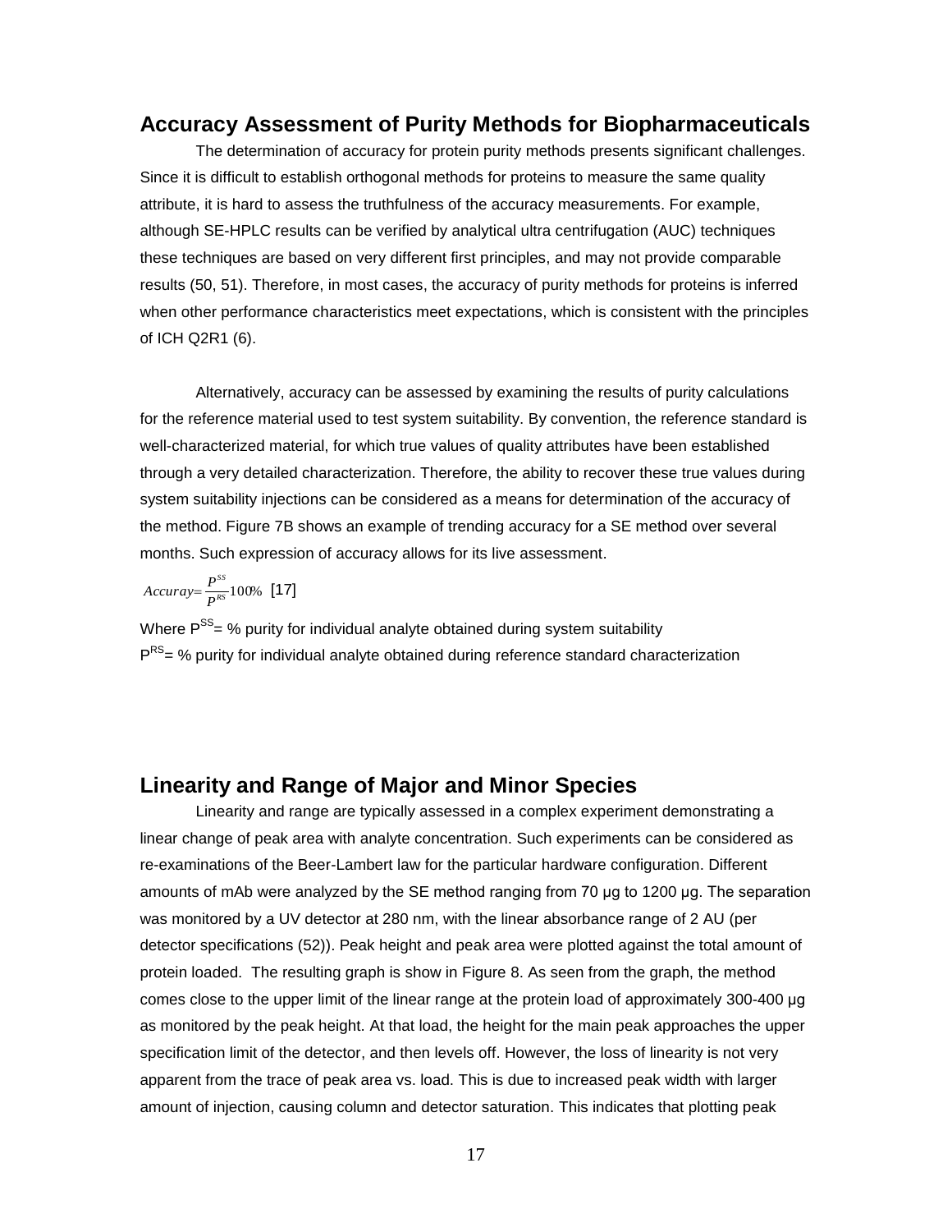## Accuracy Assessment of Purity Methods for Biopharmaceuticals

The determination of accuracy for protein purity methods presents significant challenges. Since it is difficult to establish orthogonal methods for proteins to measure the same quality attribute, it is hard to assess the truthfulness of the accuracy measurements. For example, although SE-HPLC results can be verified by analytical ultra centrifugation (AUC) techniques these techniques are based on very different first principles, and may not provide comparable results (50, 51). Therefore, in most cases, the accuracy of purity methods for proteins is inferred when other performance characteristics meet expectations, which is consistent with the principles of ICH Q2R1 (6).

Alternatively, accuracy can be assessed by examining the results of purity calculations for the reference material used to test system suitability. By convention, the reference standard is well-characterized material, for which true values of quality attributes have been established through a very detailed characterization. Therefore, the ability to recover these true values during system suitability injections can be considered as a means for determination of the accuracy of the method. Figure 7B shows an example of trending accuracy for a SE method over several months. Such expression of accuracy allows for its live assessment.

$$Accuray = \frac{P^{SS}}{P^{RS}} 100\% \quad [17]$$

Where $P^{SS}$= % purity for individual analyte obtained during system suitability
$P^{RS}$= % purity for individual analyte obtained during reference standard characterization

## Linearity and Range of Major and Minor Species

Linearity and range are typically assessed in a complex experiment demonstrating a linear change of peak area with analyte concentration. Such experiments can be considered as re-examinations of the Beer-Lambert law for the particular hardware configuration. Different amounts of mAb were analyzed by the SE method ranging from 70 µg to 1200 µg. The separation was monitored by a UV detector at 280 nm, with the linear absorbance range of 2 AU (per detector specifications (52)). Peak height and peak area were plotted against the total amount of protein loaded. The resulting graph is show in Figure 8. As seen from the graph, the method comes close to the upper limit of the linear range at the protein load of approximately 300-400 µg as monitored by the peak height. At that load, the height for the main peak approaches the upper specification limit of the detector, and then levels off. However, the loss of linearity is not very apparent from the trace of peak area vs. load. This is due to increased peak width with larger amount of injection, causing column and detector saturation. This indicates that plotting peak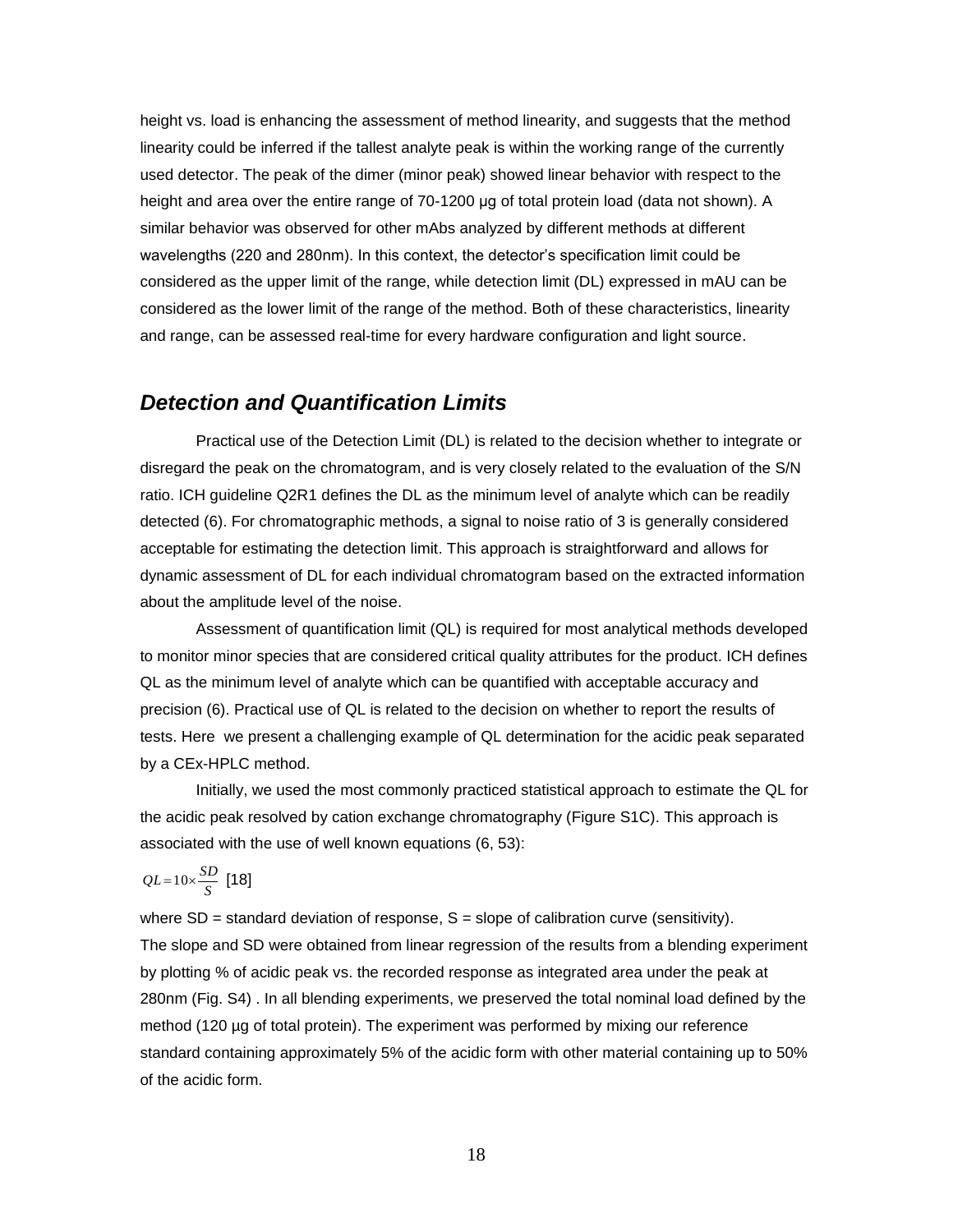height vs. load is enhancing the assessment of method linearity, and suggests that the method linearity could be inferred if the tallest analyte peak is within the working range of the currently used detector. The peak of the dimer (minor peak) showed linear behavior with respect to the height and area over the entire range of 70-1200 µg of total protein load (data not shown). A similar behavior was observed for other mAbs analyzed by different methods at different wavelengths (220 and 280nm). In this context, the detector's specification limit could be considered as the upper limit of the range, while detection limit (DL) expressed in mAU can be considered as the lower limit of the range of the method. Both of these characteristics, linearity and range, can be assessed real-time for every hardware configuration and light source.

## *Detection and Quantification Limits*

Practical use of the Detection Limit (DL) is related to the decision whether to integrate or disregard the peak on the chromatogram, and is very closely related to the evaluation of the S/N ratio. ICH guideline Q2R1 defines the DL as the minimum level of analyte which can be readily detected (6). For chromatographic methods, a signal to noise ratio of 3 is generally considered acceptable for estimating the detection limit. This approach is straightforward and allows for dynamic assessment of DL for each individual chromatogram based on the extracted information about the amplitude level of the noise.

Assessment of quantification limit (QL) is required for most analytical methods developed to monitor minor species that are considered critical quality attributes for the product. ICH defines QL as the minimum level of analyte which can be quantified with acceptable accuracy and precision (6). Practical use of QL is related to the decision on whether to report the results of tests. Here we present a challenging example of QL determination for the acidic peak separated by a CEx-HPLC method.

Initially, we used the most commonly practiced statistical approach to estimate the QL for the acidic peak resolved by cation exchange chromatography (Figure S1C). This approach is associated with the use of well known equations (6, 53):

$$QL = 10 \times \frac{SD}{S} \quad [18]$$

where SD = standard deviation of response, S = slope of calibration curve (sensitivity). The slope and SD were obtained from linear regression of the results from a blending experiment by plotting % of acidic peak vs. the recorded response as integrated area under the peak at 280nm (Fig. S4) . In all blending experiments, we preserved the total nominal load defined by the method (120 µg of total protein). The experiment was performed by mixing our reference standard containing approximately 5% of the acidic form with other material containing up to 50% of the acidic form.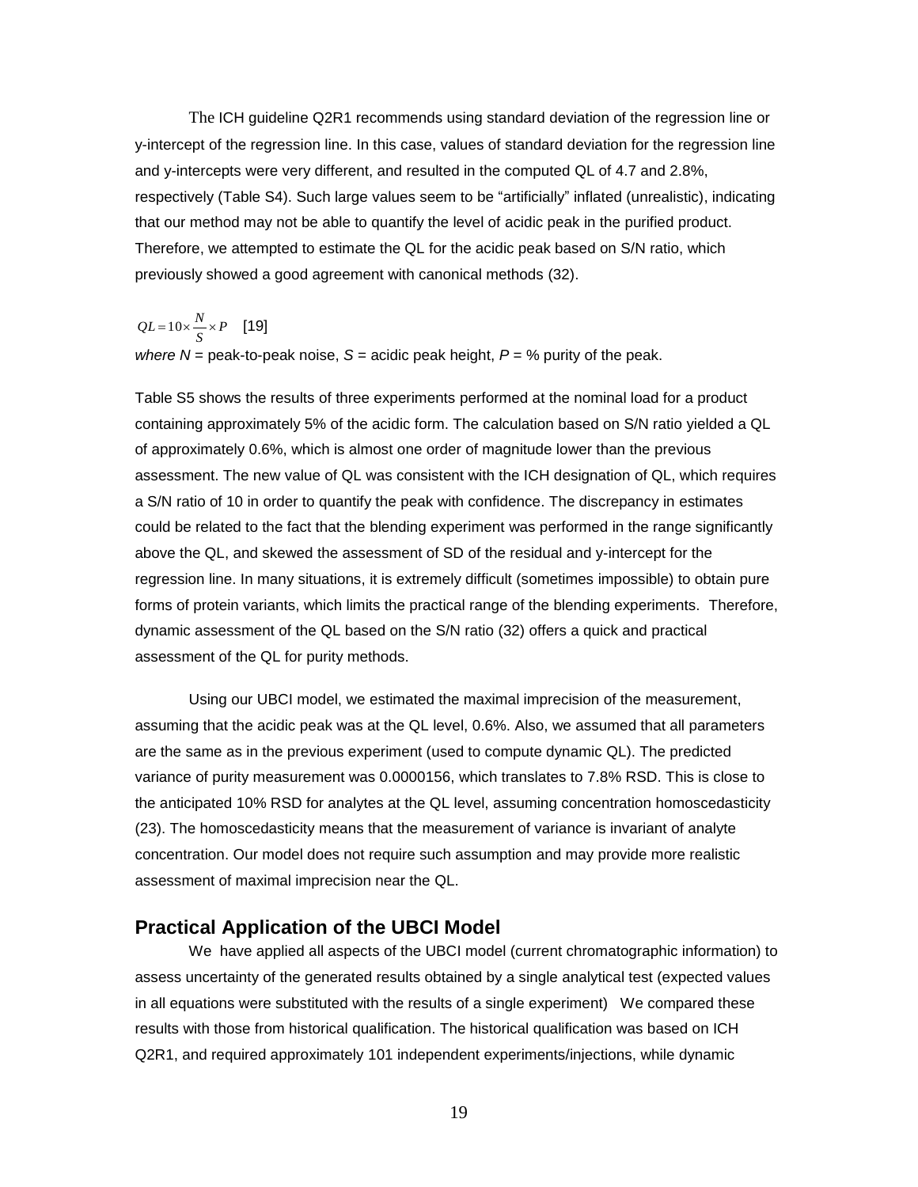The ICH guideline Q2R1 recommends using standard deviation of the regression line or y-intercept of the regression line. In this case, values of standard deviation for the regression line and y-intercepts were very different, and resulted in the computed QL of 4.7 and 2.8%, respectively (Table S4). Such large values seem to be "artificially" inflated (unrealistic), indicating that our method may not be able to quantify the level of acidic peak in the purified product. Therefore, we attempted to estimate the QL for the acidic peak based on S/N ratio, which previously showed a good agreement with canonical methods (32).

$$QL = 10 \times \frac{N}{S} \times P \quad [19]$$

*where N* = peak-to-peak noise, $S$ = acidic peak height, $P$ = % purity of the peak.

Table S5 shows the results of three experiments performed at the nominal load for a product containing approximately 5% of the acidic form. The calculation based on S/N ratio yielded a QL of approximately 0.6%, which is almost one order of magnitude lower than the previous assessment. The new value of QL was consistent with the ICH designation of QL, which requires a S/N ratio of 10 in order to quantify the peak with confidence. The discrepancy in estimates could be related to the fact that the blending experiment was performed in the range significantly above the QL, and skewed the assessment of SD of the residual and y-intercept for the regression line. In many situations, it is extremely difficult (sometimes impossible) to obtain pure forms of protein variants, which limits the practical range of the blending experiments. Therefore, dynamic assessment of the QL based on the S/N ratio (32) offers a quick and practical assessment of the QL for purity methods.

Using our UBCI model, we estimated the maximal imprecision of the measurement, assuming that the acidic peak was at the QL level, 0.6%. Also, we assumed that all parameters are the same as in the previous experiment (used to compute dynamic QL). The predicted variance of purity measurement was 0.0000156, which translates to 7.8% RSD. This is close to the anticipated 10% RSD for analytes at the QL level, assuming concentration homoscedasticity (23). The homoscedasticity means that the measurement of variance is invariant of analyte concentration. Our model does not require such assumption and may provide more realistic assessment of maximal imprecision near the QL.

## Practical Application of the UBCI Model

We have applied all aspects of the UBCI model (current chromatographic information) to assess uncertainty of the generated results obtained by a single analytical test (expected values in all equations were substituted with the results of a single experiment) We compared these results with those from historical qualification. The historical qualification was based on ICH Q2R1, and required approximately 101 independent experiments/injections, while dynamic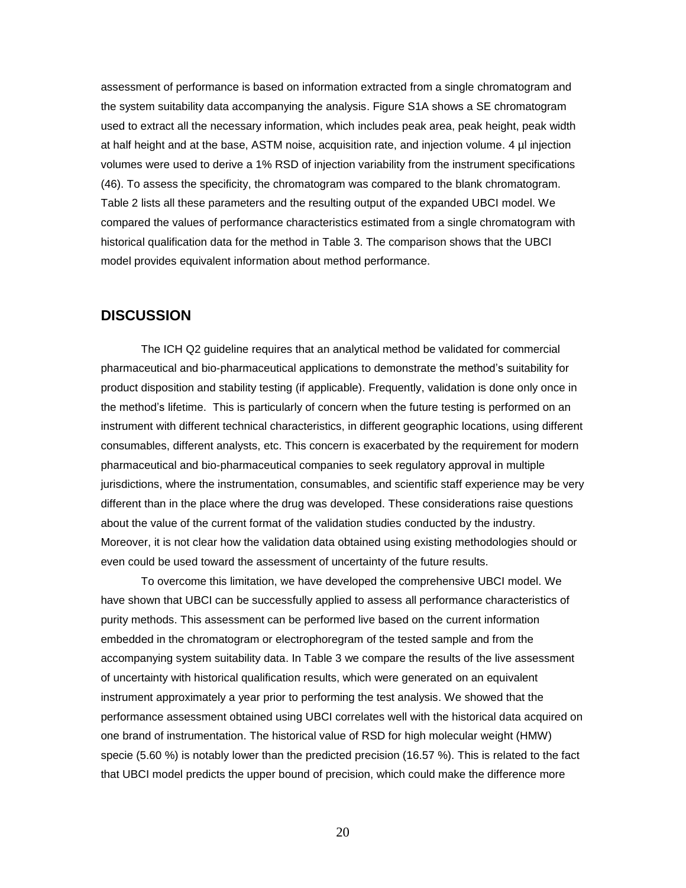assessment of performance is based on information extracted from a single chromatogram and the system suitability data accompanying the analysis. Figure S1A shows a SE chromatogram used to extract all the necessary information, which includes peak area, peak height, peak width at half height and at the base, ASTM noise, acquisition rate, and injection volume. 4 µl injection volumes were used to derive a 1% RSD of injection variability from the instrument specifications (46). To assess the specificity, the chromatogram was compared to the blank chromatogram. Table 2 lists all these parameters and the resulting output of the expanded UBCI model. We compared the values of performance characteristics estimated from a single chromatogram with historical qualification data for the method in Table 3. The comparison shows that the UBCI model provides equivalent information about method performance.

## DISCUSSION

The ICH Q2 guideline requires that an analytical method be validated for commercial pharmaceutical and bio-pharmaceutical applications to demonstrate the method's suitability for product disposition and stability testing (if applicable). Frequently, validation is done only once in the method's lifetime. This is particularly of concern when the future testing is performed on an instrument with different technical characteristics, in different geographic locations, using different consumables, different analysts, etc. This concern is exacerbated by the requirement for modern pharmaceutical and bio-pharmaceutical companies to seek regulatory approval in multiple jurisdictions, where the instrumentation, consumables, and scientific staff experience may be very different than in the place where the drug was developed. These considerations raise questions about the value of the current format of the validation studies conducted by the industry. Moreover, it is not clear how the validation data obtained using existing methodologies should or even could be used toward the assessment of uncertainty of the future results.

To overcome this limitation, we have developed the comprehensive UBCI model. We have shown that UBCI can be successfully applied to assess all performance characteristics of purity methods. This assessment can be performed live based on the current information embedded in the chromatogram or electrophoregram of the tested sample and from the accompanying system suitability data. In Table 3 we compare the results of the live assessment of uncertainty with historical qualification results, which were generated on an equivalent instrument approximately a year prior to performing the test analysis. We showed that the performance assessment obtained using UBCI correlates well with the historical data acquired on one brand of instrumentation. The historical value of RSD for high molecular weight (HMW) specie (5.60 %) is notably lower than the predicted precision (16.57 %). This is related to the fact that UBCI model predicts the upper bound of precision, which could make the difference more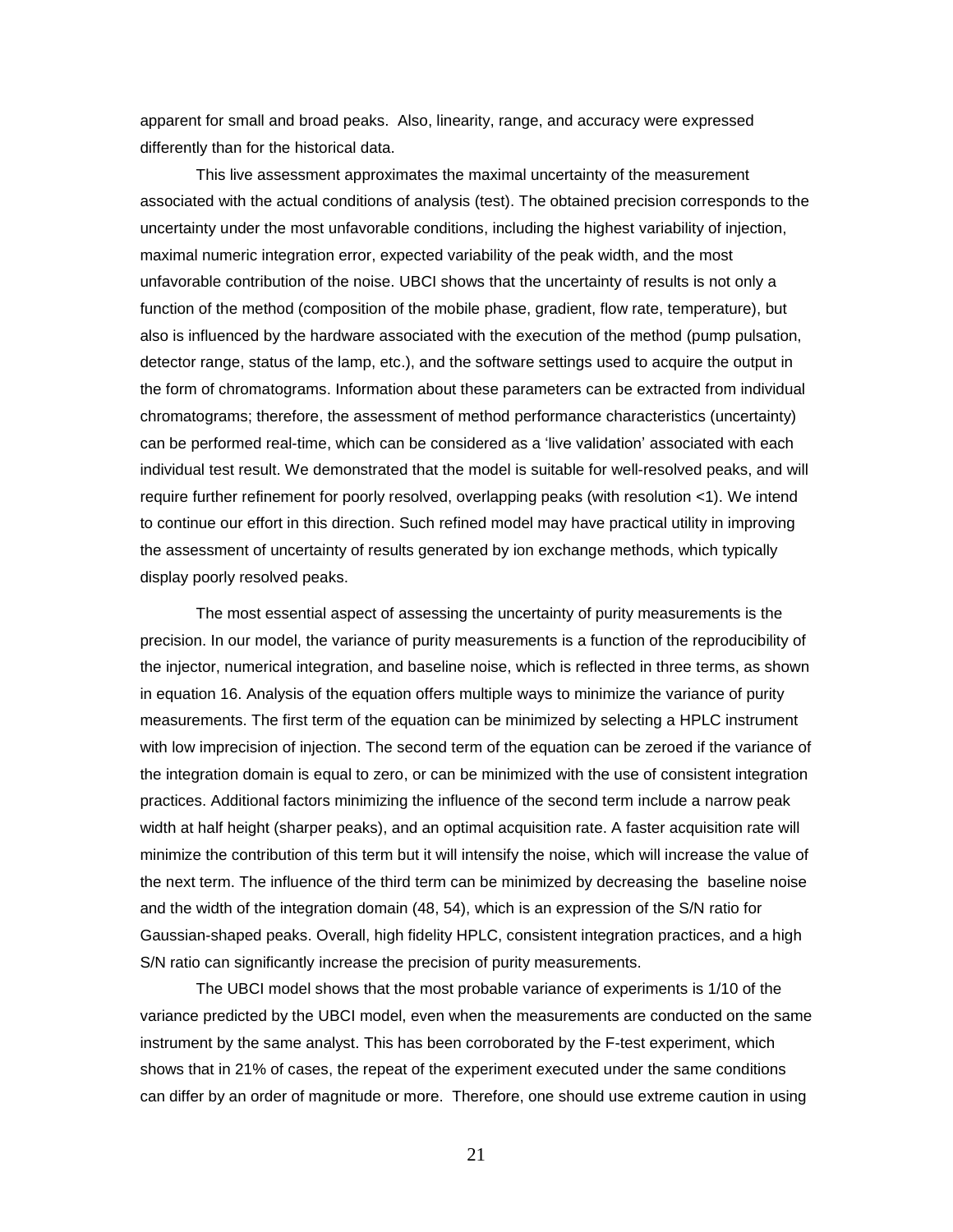apparent for small and broad peaks. Also, linearity, range, and accuracy were expressed differently than for the historical data.

This live assessment approximates the maximal uncertainty of the measurement associated with the actual conditions of analysis (test). The obtained precision corresponds to the uncertainty under the most unfavorable conditions, including the highest variability of injection, maximal numeric integration error, expected variability of the peak width, and the most unfavorable contribution of the noise. UBCI shows that the uncertainty of results is not only a function of the method (composition of the mobile phase, gradient, flow rate, temperature), but also is influenced by the hardware associated with the execution of the method (pump pulsation, detector range, status of the lamp, etc.), and the software settings used to acquire the output in the form of chromatograms. Information about these parameters can be extracted from individual chromatograms; therefore, the assessment of method performance characteristics (uncertainty) can be performed real-time, which can be considered as a 'live validation' associated with each individual test result. We demonstrated that the model is suitable for well-resolved peaks, and will require further refinement for poorly resolved, overlapping peaks (with resolution <1). We intend to continue our effort in this direction. Such refined model may have practical utility in improving the assessment of uncertainty of results generated by ion exchange methods, which typically display poorly resolved peaks.

The most essential aspect of assessing the uncertainty of purity measurements is the precision. In our model, the variance of purity measurements is a function of the reproducibility of the injector, numerical integration, and baseline noise, which is reflected in three terms, as shown in equation 16. Analysis of the equation offers multiple ways to minimize the variance of purity measurements. The first term of the equation can be minimized by selecting a HPLC instrument with low imprecision of injection. The second term of the equation can be zeroed if the variance of the integration domain is equal to zero, or can be minimized with the use of consistent integration practices. Additional factors minimizing the influence of the second term include a narrow peak width at half height (sharper peaks), and an optimal acquisition rate. A faster acquisition rate will minimize the contribution of this term but it will intensify the noise, which will increase the value of the next term. The influence of the third term can be minimized by decreasing the baseline noise and the width of the integration domain (48, 54), which is an expression of the S/N ratio for Gaussian-shaped peaks. Overall, high fidelity HPLC, consistent integration practices, and a high S/N ratio can significantly increase the precision of purity measurements.

The UBCI model shows that the most probable variance of experiments is 1/10 of the variance predicted by the UBCI model, even when the measurements are conducted on the same instrument by the same analyst. This has been corroborated by the F-test experiment, which shows that in 21% of cases, the repeat of the experiment executed under the same conditions can differ by an order of magnitude or more. Therefore, one should use extreme caution in using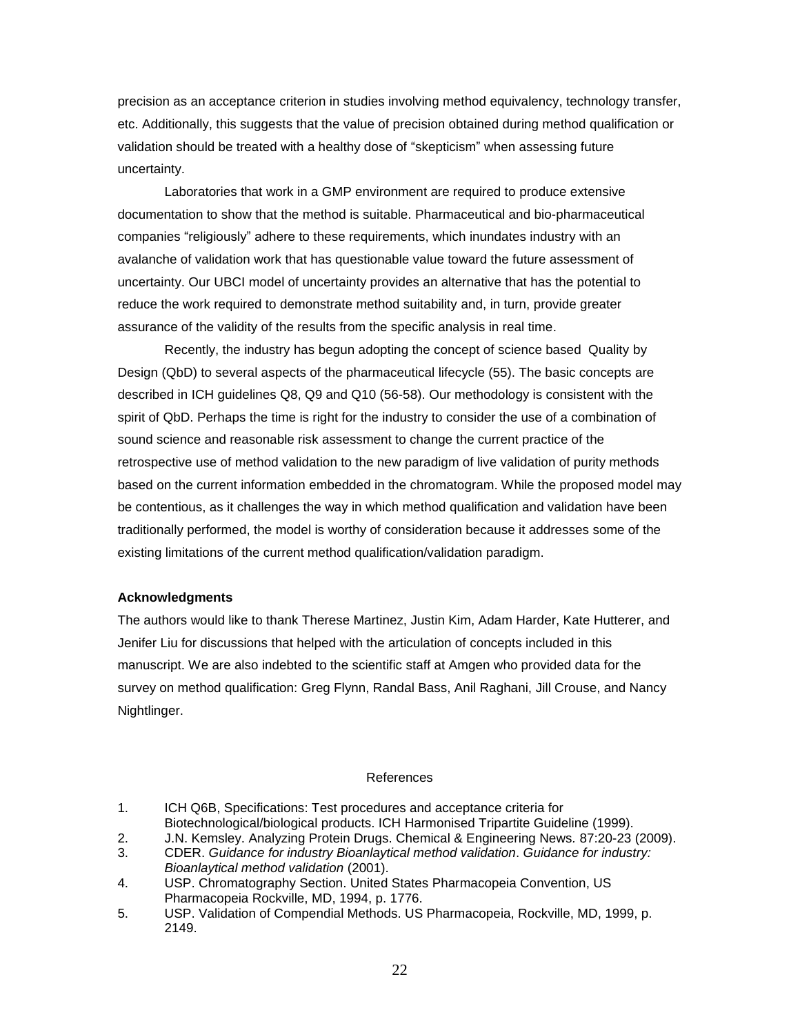precision as an acceptance criterion in studies involving method equivalency, technology transfer, etc. Additionally, this suggests that the value of precision obtained during method qualification or validation should be treated with a healthy dose of "skepticism" when assessing future uncertainty.

Laboratories that work in a GMP environment are required to produce extensive documentation to show that the method is suitable. Pharmaceutical and bio-pharmaceutical companies "religiously" adhere to these requirements, which inundates industry with an avalanche of validation work that has questionable value toward the future assessment of uncertainty. Our UBCI model of uncertainty provides an alternative that has the potential to reduce the work required to demonstrate method suitability and, in turn, provide greater assurance of the validity of the results from the specific analysis in real time.

Recently, the industry has begun adopting the concept of science based Quality by Design (QbD) to several aspects of the pharmaceutical lifecycle (55). The basic concepts are described in ICH guidelines Q8, Q9 and Q10 (56-58). Our methodology is consistent with the spirit of QbD. Perhaps the time is right for the industry to consider the use of a combination of sound science and reasonable risk assessment to change the current practice of the retrospective use of method validation to the new paradigm of live validation of purity methods based on the current information embedded in the chromatogram. While the proposed model may be contentious, as it challenges the way in which method qualification and validation have been traditionally performed, the model is worthy of consideration because it addresses some of the existing limitations of the current method qualification/validation paradigm.

**Acknowledgments**

The authors would like to thank Therese Martinez, Justin Kim, Adam Harder, Kate Hutterer, and Jenifer Liu for discussions that helped with the articulation of concepts included in this manuscript. We are also indebted to the scientific staff at Amgen who provided data for the survey on method qualification: Greg Flynn, Randal Bass, Anil Raghani, Jill Crouse, and Nancy Nightlinger.

References

1. ICH Q6B, Specifications: Test procedures and acceptance criteria for Biotechnological/biological products. ICH Harmonised Tripartite Guideline (1999).
2. J.N. Kemsley. Analyzing Protein Drugs. Chemical & Engineering News. 87:20-23 (2009).
3. CDER. *Guidance for industry Bioanlaytical method validation*. *Guidance for industry: Bioanlaytical method validation* (2001).
4. USP. Chromatography Section. United States Pharmacopeia Convention, US Pharmacopeia Rockville, MD, 1994, p. 1776.
5. USP. Validation of Compendial Methods. US Pharmacopeia, Rockville, MD, 1999, p. 2149.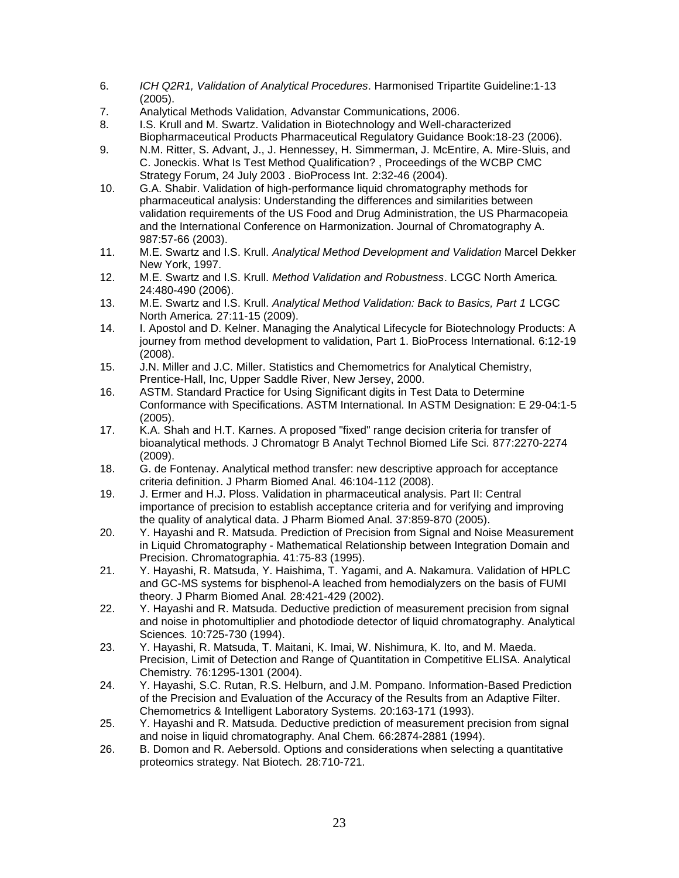6. *ICH Q2R1, Validation of Analytical Procedures*. Harmonised Tripartite Guideline:1-13 (2005).
7. Analytical Methods Validation, Advanstar Communications, 2006.
8. I.S. Krull and M. Swartz. Validation in Biotechnology and Well-characterized Biopharmaceutical Products Pharmaceutical Regulatory Guidance Book:18-23 (2006).
9. N.M. Ritter, S. Advant, J., J. Hennessey, H. Simmerman, J. McEntire, A. Mire-Sluis, and C. Joneckis. What Is Test Method Qualification? , Proceedings of the WCBP CMC Strategy Forum, 24 July 2003 . BioProcess Int. 2:32-46 (2004).
10. G.A. Shabir. Validation of high-performance liquid chromatography methods for pharmaceutical analysis: Understanding the differences and similarities between validation requirements of the US Food and Drug Administration, the US Pharmacopeia and the International Conference on Harmonization. Journal of Chromatography A. 987:57-66 (2003).
11. M.E. Swartz and I.S. Krull. *Analytical Method Development and Validation* Marcel Dekker New York, 1997.
12. M.E. Swartz and I.S. Krull. *Method Validation and Robustness*. LCGC North America. 24:480-490 (2006).
13. M.E. Swartz and I.S. Krull. *Analytical Method Validation: Back to Basics, Part 1* LCGC North America. 27:11-15 (2009).
14. I. Apostol and D. Kelner. Managing the Analytical Lifecycle for Biotechnology Products: A journey from method development to validation, Part 1. BioProcess International. 6:12-19 (2008).
15. J.N. Miller and J.C. Miller. Statistics and Chemometrics for Analytical Chemistry, Prentice-Hall, Inc, Upper Saddle River, New Jersey, 2000.
16. ASTM. Standard Practice for Using Significant digits in Test Data to Determine Conformance with Specifications. ASTM International. In ASTM Designation: E 29-04:1-5 (2005).
17. K.A. Shah and H.T. Karnes. A proposed "fixed" range decision criteria for transfer of bioanalytical methods. J Chromatogr B Analyt Technol Biomed Life Sci. 877:2270-2274 (2009).
18. G. de Fontenay. Analytical method transfer: new descriptive approach for acceptance criteria definition. J Pharm Biomed Anal. 46:104-112 (2008).
19. J. Ermer and H.J. Ploss. Validation in pharmaceutical analysis. Part II: Central importance of precision to establish acceptance criteria and for verifying and improving the quality of analytical data. J Pharm Biomed Anal. 37:859-870 (2005).
20. Y. Hayashi and R. Matsuda. Prediction of Precision from Signal and Noise Measurement in Liquid Chromatography - Mathematical Relationship between Integration Domain and Precision. Chromatographia. 41:75-83 (1995).
21. Y. Hayashi, R. Matsuda, Y. Haishima, T. Yagami, and A. Nakamura. Validation of HPLC and GC-MS systems for bisphenol-A leached from hemodialyzers on the basis of FUMI theory. J Pharm Biomed Anal. 28:421-429 (2002).
22. Y. Hayashi and R. Matsuda. Deductive prediction of measurement precision from signal and noise in photomultiplier and photodiode detector of liquid chromatography. Analytical Sciences. 10:725-730 (1994).
23. Y. Hayashi, R. Matsuda, T. Maitani, K. Imai, W. Nishimura, K. Ito, and M. Maeda. Precision, Limit of Detection and Range of Quantitation in Competitive ELISA. Analytical Chemistry. 76:1295-1301 (2004).
24. Y. Hayashi, S.C. Rutan, R.S. Helburn, and J.M. Pompano. Information-Based Prediction of the Precision and Evaluation of the Accuracy of the Results from an Adaptive Filter. Chemometrics & Intelligent Laboratory Systems. 20:163-171 (1993).
25. Y. Hayashi and R. Matsuda. Deductive prediction of measurement precision from signal and noise in liquid chromatography. Anal Chem. 66:2874-2881 (1994).
26. B. Domon and R. Aebersold. Options and considerations when selecting a quantitative proteomics strategy. Nat Biotech. 28:710-721.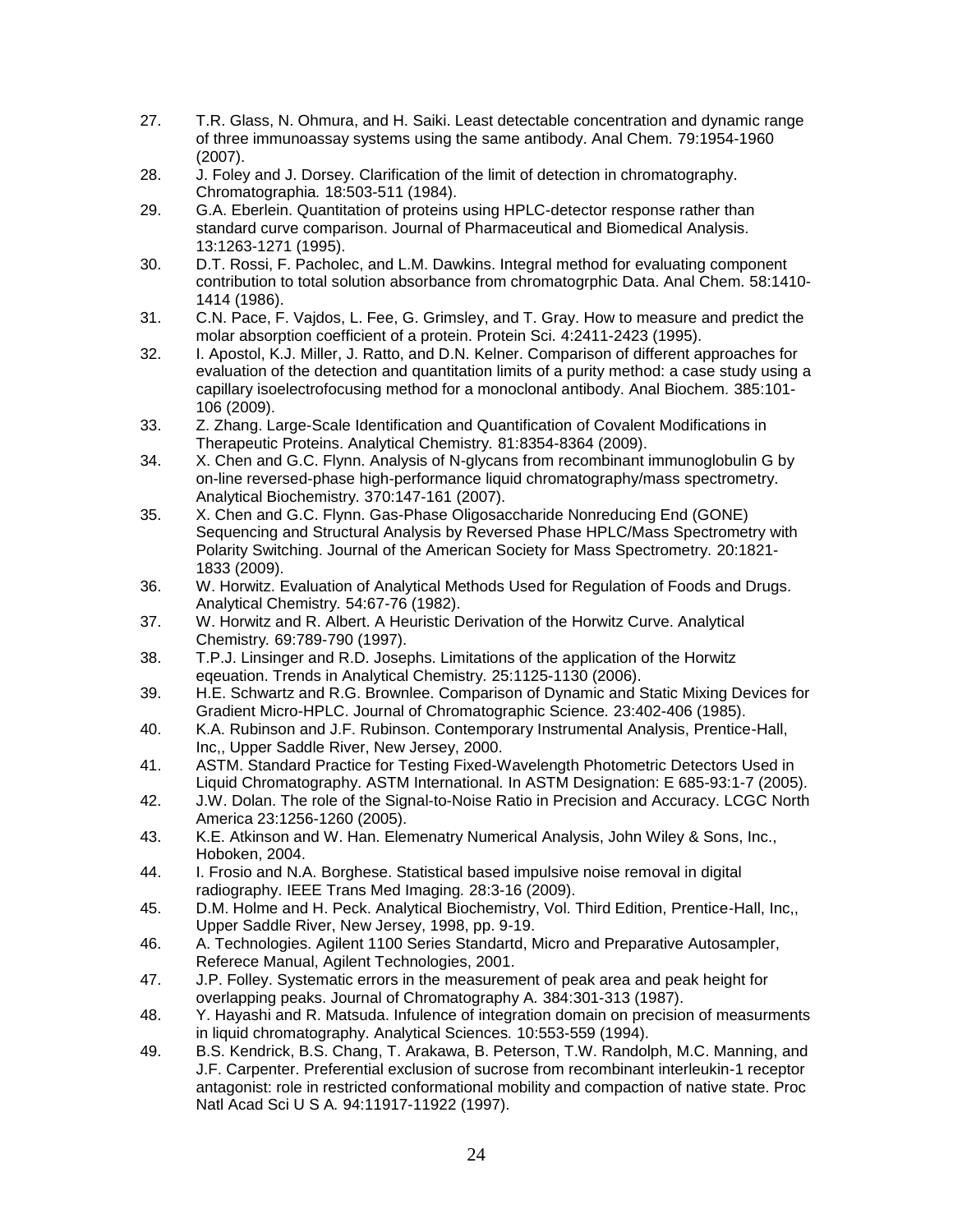27. T.R. Glass, N. Ohmura, and H. Saiki. Least detectable concentration and dynamic range of three immunoassay systems using the same antibody. Anal Chem. 79:1954-1960 (2007).
28. J. Foley and J. Dorsey. Clarification of the limit of detection in chromatography. Chromatographia. 18:503-511 (1984).
29. G.A. Eberlein. Quantitation of proteins using HPLC-detector response rather than standard curve comparison. Journal of Pharmaceutical and Biomedical Analysis. 13:1263-1271 (1995).
30. D.T. Rossi, F. Pacholec, and L.M. Dawkins. Integral method for evaluating component contribution to total solution absorbance from chromatogrphic Data. Anal Chem. 58:1410-1414 (1986).
31. C.N. Pace, F. Vajdos, L. Fee, G. Grimsley, and T. Gray. How to measure and predict the molar absorption coefficient of a protein. Protein Sci. 4:2411-2423 (1995).
32. I. Apostol, K.J. Miller, J. Ratto, and D.N. Kelner. Comparison of different approaches for evaluation of the detection and quantitation limits of a purity method: a case study using a capillary isoelectrofocusing method for a monoclonal antibody. Anal Biochem. 385:101-106 (2009).
33. Z. Zhang. Large-Scale Identification and Quantification of Covalent Modifications in Therapeutic Proteins. Analytical Chemistry. 81:8354-8364 (2009).
34. X. Chen and G.C. Flynn. Analysis of N-glycans from recombinant immunoglobulin G by on-line reversed-phase high-performance liquid chromatography/mass spectrometry. Analytical Biochemistry. 370:147-161 (2007).
35. X. Chen and G.C. Flynn. Gas-Phase Oligosaccharide Nonreducing End (GONE) Sequencing and Structural Analysis by Reversed Phase HPLC/Mass Spectrometry with Polarity Switching. Journal of the American Society for Mass Spectrometry. 20:1821-1833 (2009).
36. W. Horwitz. Evaluation of Analytical Methods Used for Regulation of Foods and Drugs. Analytical Chemistry. 54:67-76 (1982).
37. W. Horwitz and R. Albert. A Heuristic Derivation of the Horwitz Curve. Analytical Chemistry. 69:789-790 (1997).
38. T.P.J. Linsinger and R.D. Josephs. Limitations of the application of the Horwitz eqeuation. Trends in Analytical Chemistry. 25:1125-1130 (2006).
39. H.E. Schwartz and R.G. Brownlee. Comparison of Dynamic and Static Mixing Devices for Gradient Micro-HPLC. Journal of Chromatographic Science. 23:402-406 (1985).
40. K.A. Rubinson and J.F. Rubinson. Contemporary Instrumental Analysis, Prentice-Hall, Inc,, Upper Saddle River, New Jersey, 2000.
41. ASTM. Standard Practice for Testing Fixed-Wavelength Photometric Detectors Used in Liquid Chromatography. ASTM International. In ASTM Designation: E 685-93:1-7 (2005).
42. J.W. Dolan. The role of the Signal-to-Noise Ratio in Precision and Accuracy. LCGC North America 23:1256-1260 (2005).
43. K.E. Atkinson and W. Han. Elemenatry Numerical Analysis, John Wiley & Sons, Inc., Hoboken, 2004.
44. I. Frosio and N.A. Borghese. Statistical based impulsive noise removal in digital radiography. IEEE Trans Med Imaging. 28:3-16 (2009).
45. D.M. Holme and H. Peck. Analytical Biochemistry, Vol. Third Edition, Prentice-Hall, Inc,, Upper Saddle River, New Jersey, 1998, pp. 9-19.
46. A. Technologies. Agilent 1100 Series Standartd, Micro and Preparative Autosampler, Referece Manual, Agilent Technologies, 2001.
47. J.P. Folley. Systematic errors in the measurement of peak area and peak height for overlapping peaks. Journal of Chromatography A. 384:301-313 (1987).
48. Y. Hayashi and R. Matsuda. Infulence of integration domain on precision of measurments in liquid chromatography. Analytical Sciences. 10:553-559 (1994).
49. B.S. Kendrick, B.S. Chang, T. Arakawa, B. Peterson, T.W. Randolph, M.C. Manning, and J.F. Carpenter. Preferential exclusion of sucrose from recombinant interleukin-1 receptor antagonist: role in restricted conformational mobility and compaction of native state. Proc Natl Acad Sci U S A. 94:11917-11922 (1997).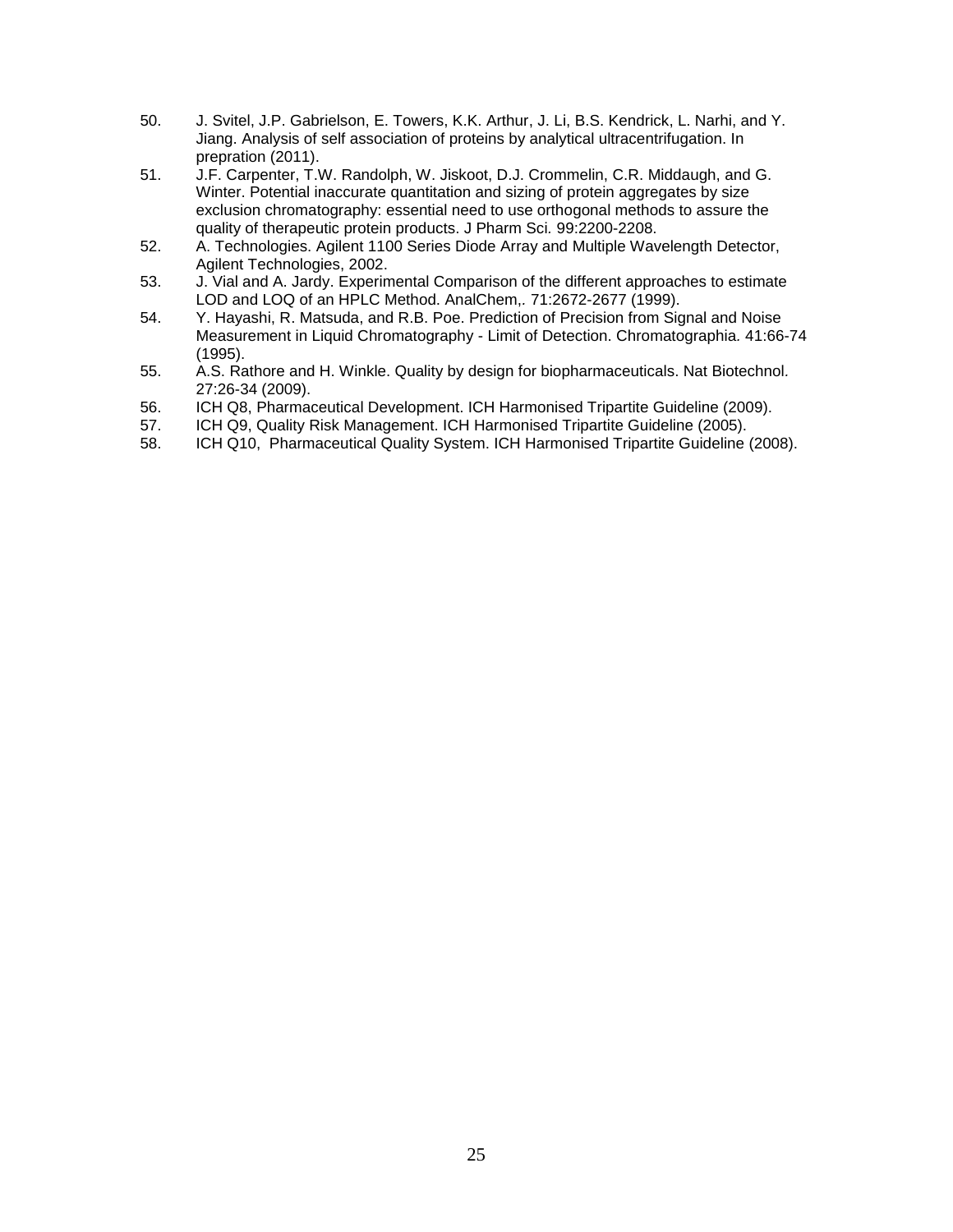50. J. Svitel, J.P. Gabrielson, E. Towers, K.K. Arthur, J. Li, B.S. Kendrick, L. Narhi, and Y. Jiang. Analysis of self association of proteins by analytical ultracentrifugation. In prepration (2011).
51. J.F. Carpenter, T.W. Randolph, W. Jiskoot, D.J. Crommelin, C.R. Middaugh, and G. Winter. Potential inaccurate quantitation and sizing of protein aggregates by size exclusion chromatography: essential need to use orthogonal methods to assure the quality of therapeutic protein products. J Pharm Sci. 99:2200-2208.
52. A. Technologies. Agilent 1100 Series Diode Array and Multiple Wavelength Detector, Agilent Technologies, 2002.
53. J. Vial and A. Jardy. Experimental Comparison of the different approaches to estimate LOD and LOQ of an HPLC Method. AnalChem,. 71:2672-2677 (1999).
54. Y. Hayashi, R. Matsuda, and R.B. Poe. Prediction of Precision from Signal and Noise Measurement in Liquid Chromatography - Limit of Detection. Chromatographia. 41:66-74 (1995).
55. A.S. Rathore and H. Winkle. Quality by design for biopharmaceuticals. Nat Biotechnol. 27:26-34 (2009).
56. ICH Q8, Pharmaceutical Development. ICH Harmonised Tripartite Guideline (2009).
57. ICH Q9, Quality Risk Management. ICH Harmonised Tripartite Guideline (2005).
58. ICH Q10, Pharmaceutical Quality System. ICH Harmonised Tripartite Guideline (2008).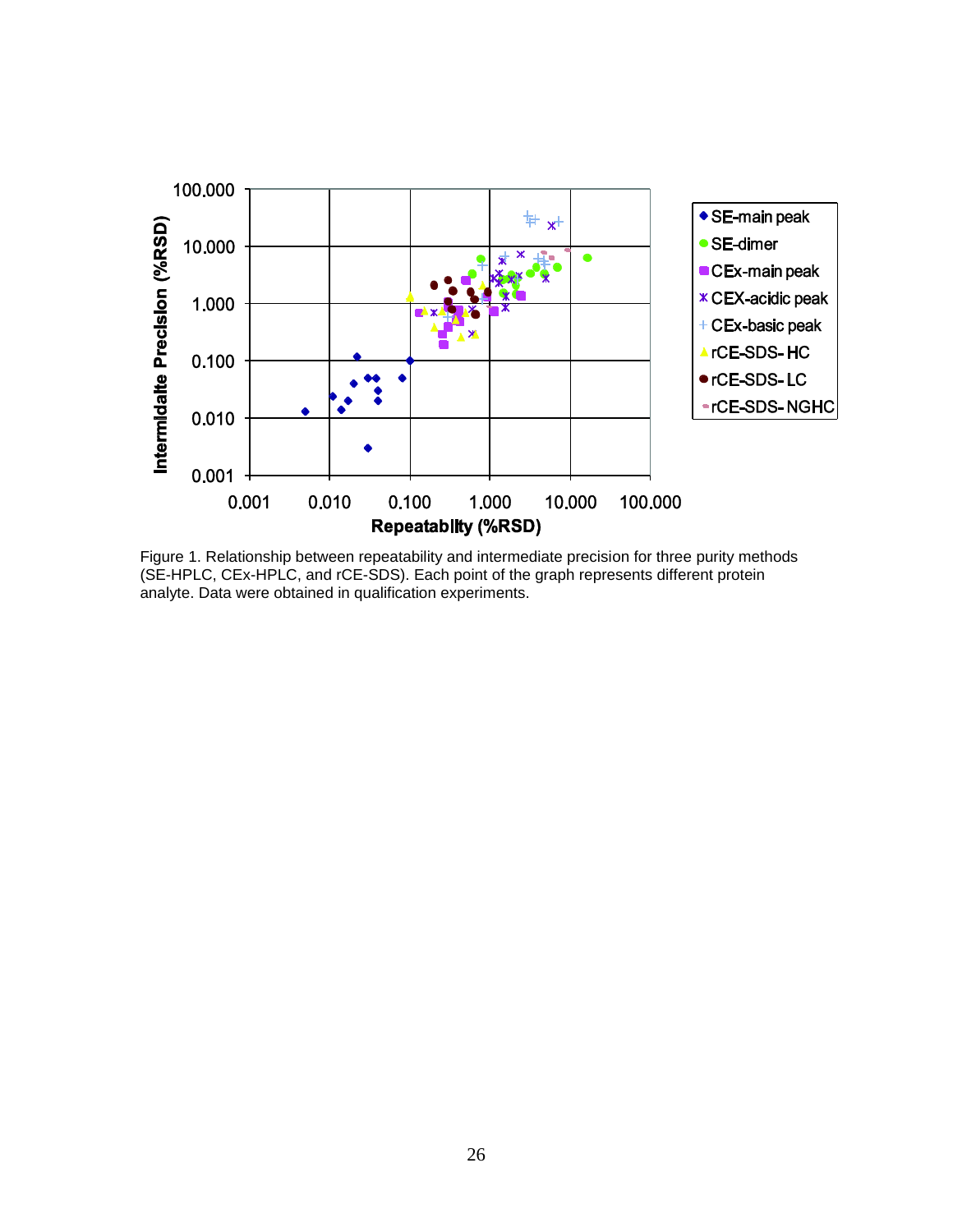Figure 1. Relationship between repeatability and intermediate precision for three purity methods (SE-HPLC, CEx-HPLC, and rCE-SDS). Each point of the graph represents different protein analyte. Data were obtained in qualification experiments.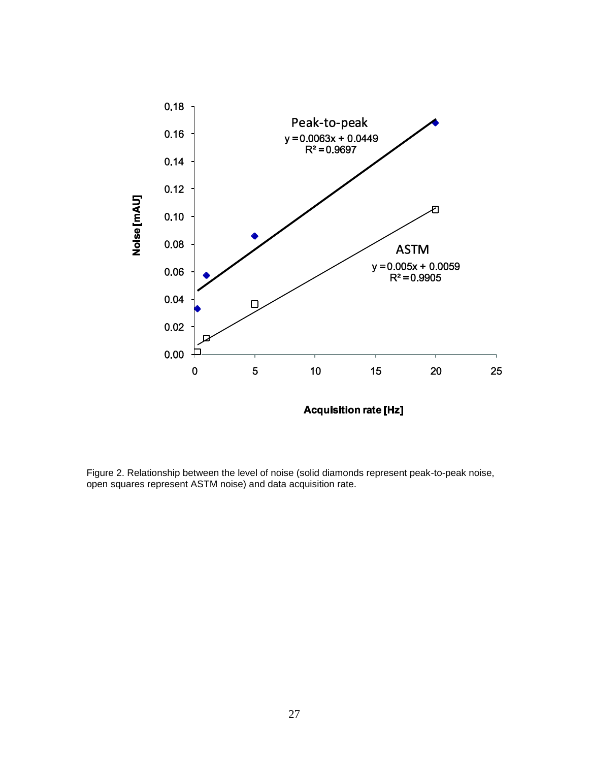Figure 2. Relationship between the level of noise (solid diamonds represent peak-to-peak noise, open squares represent ASTM noise) and data acquisition rate.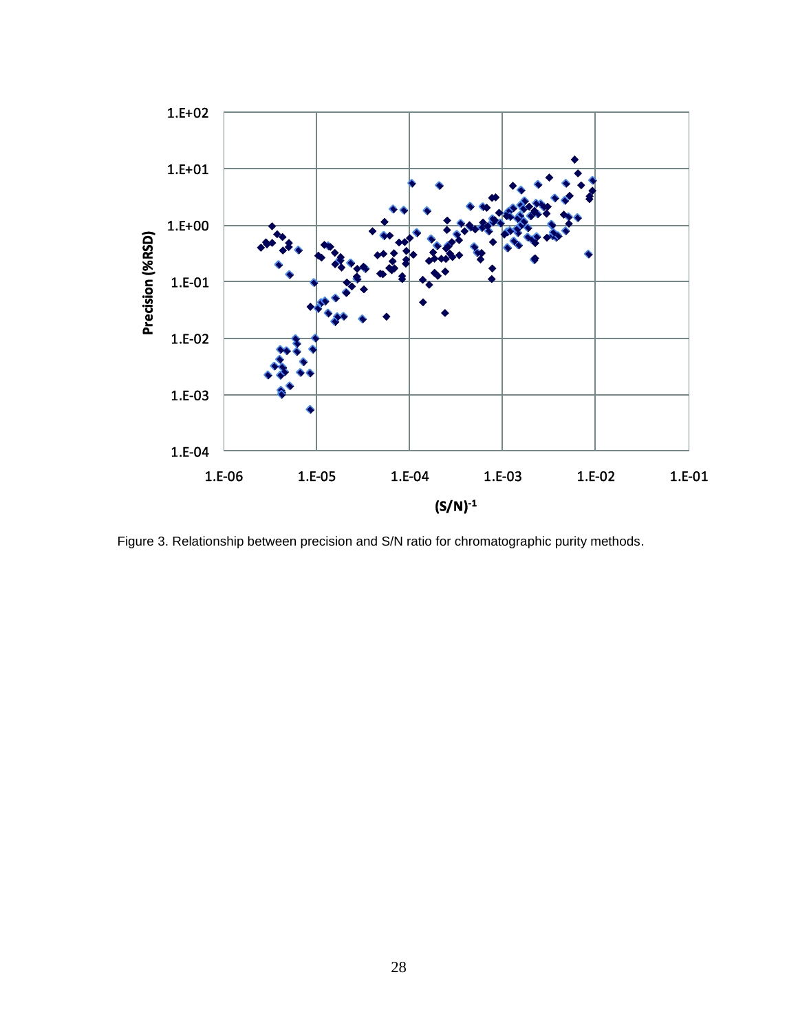Figure 3. Relationship between precision and S/N ratio for chromatographic purity methods.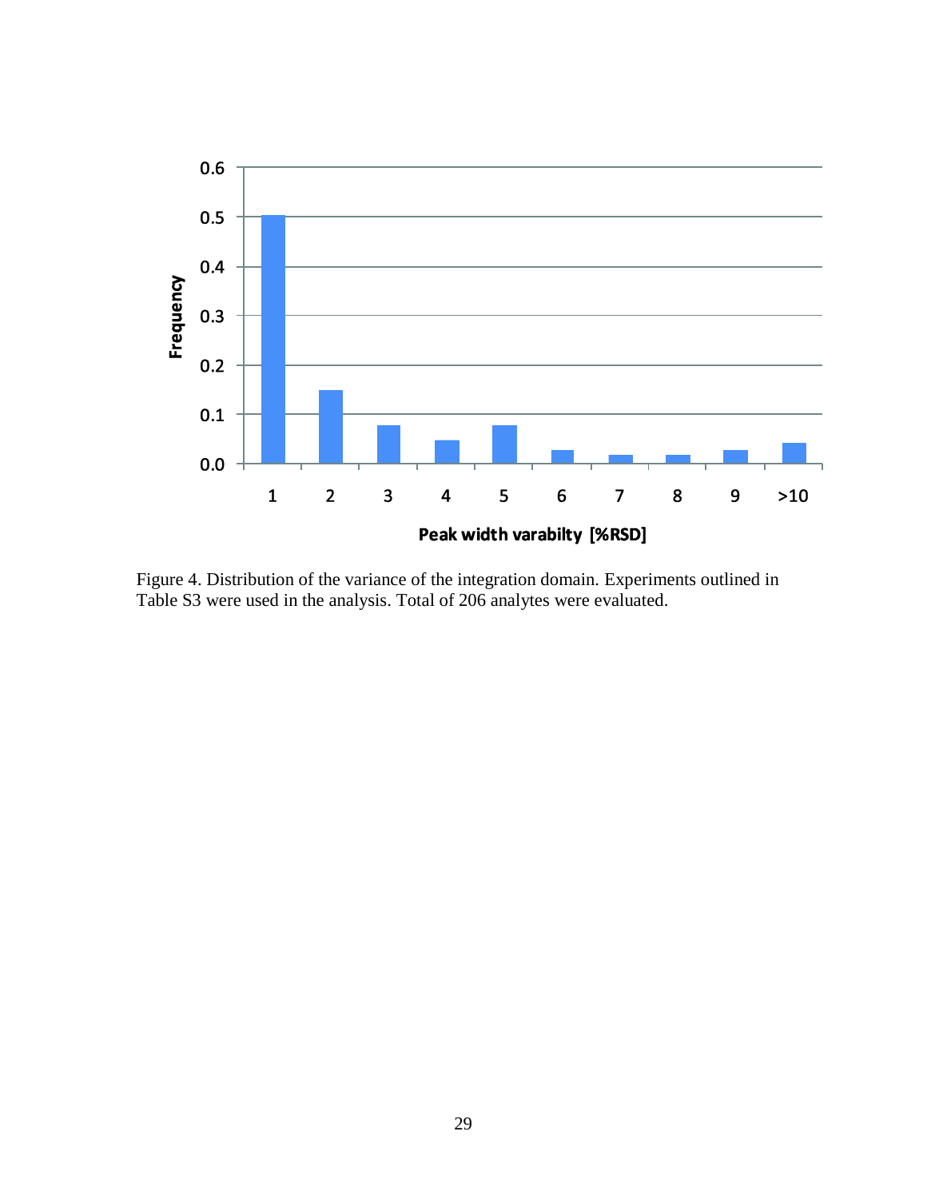Figure 4. Distribution of the variance of the integration domain. Experiments outlined in Table S3 were used in the analysis. Total of 206 analytes were evaluated.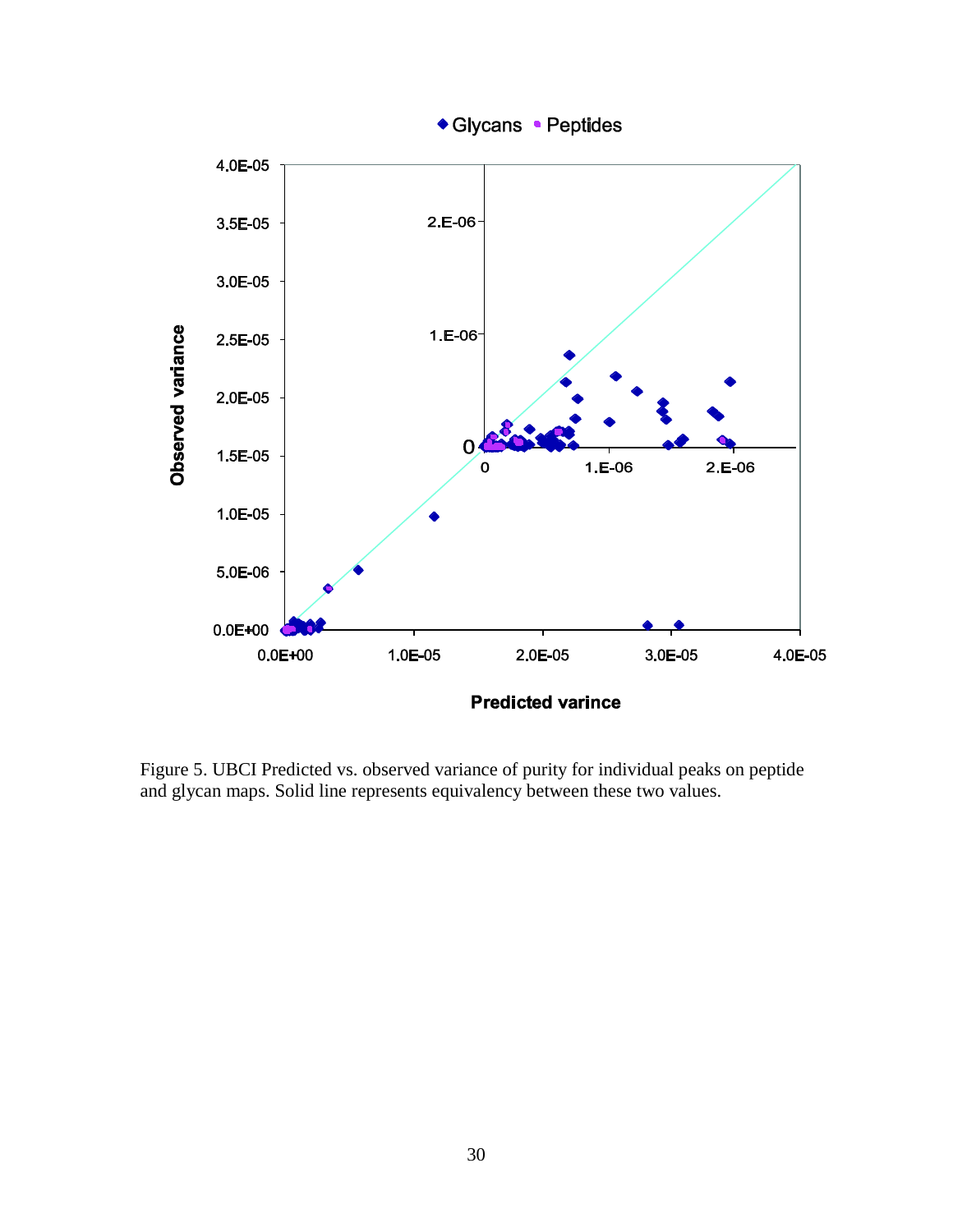Figure 5. UBCI Predicted vs. observed variance of purity for individual peaks on peptide and glycan maps. Solid line represents equivalency between these two values.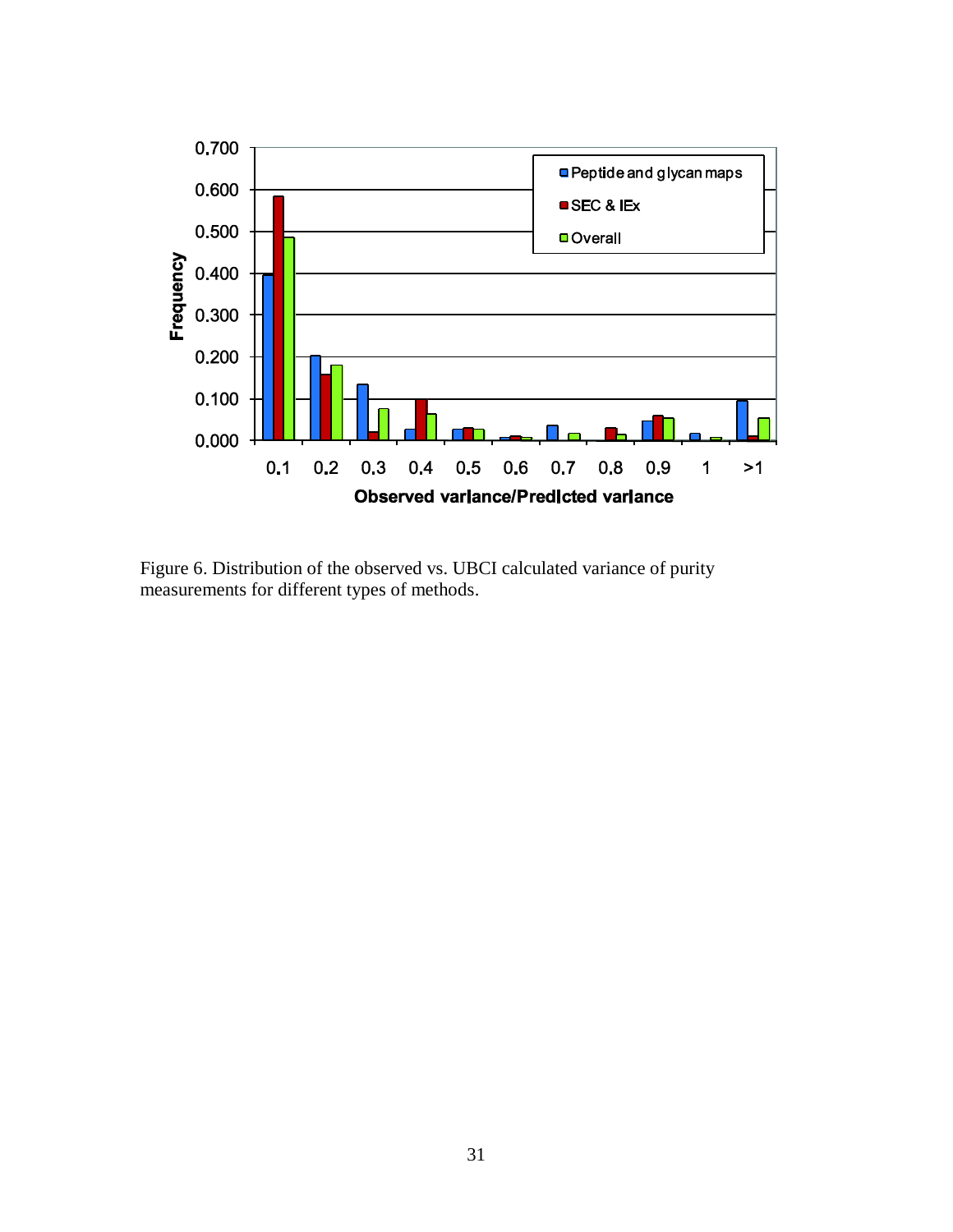Figure 6. Distribution of the observed vs. UBCI calculated variance of purity measurements for different types of methods.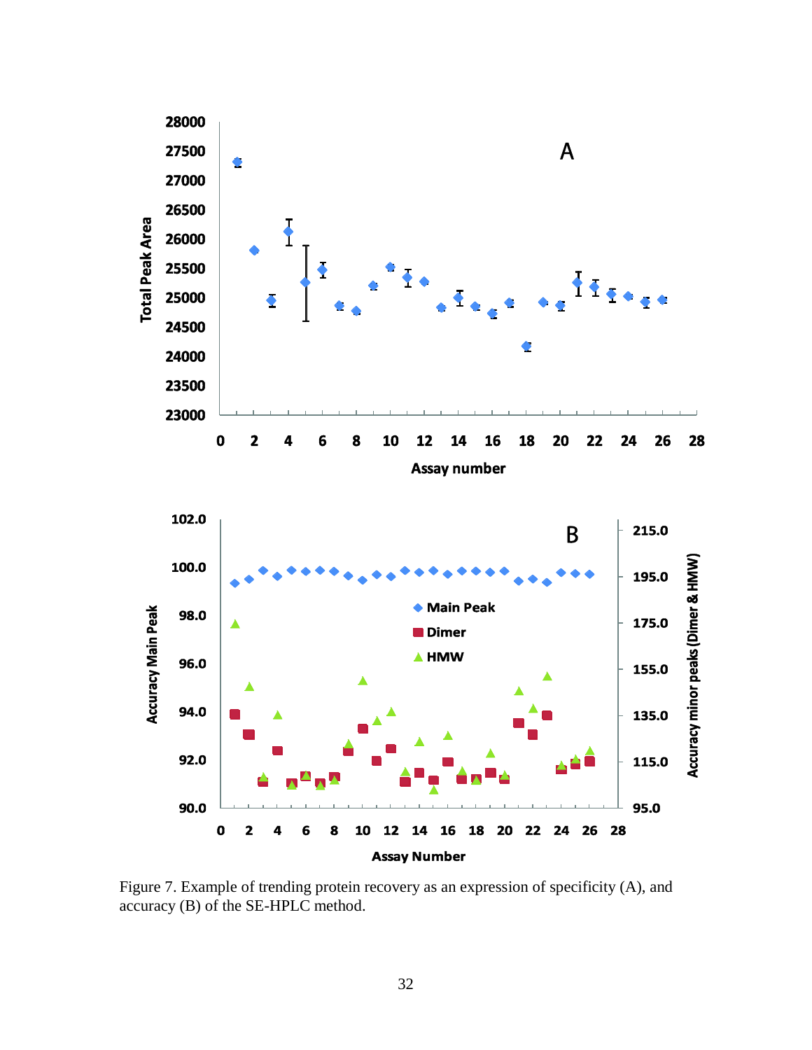Figure 7. Example of trending protein recovery as an expression of specificity (A), and accuracy (B) of the SE-HPLC method.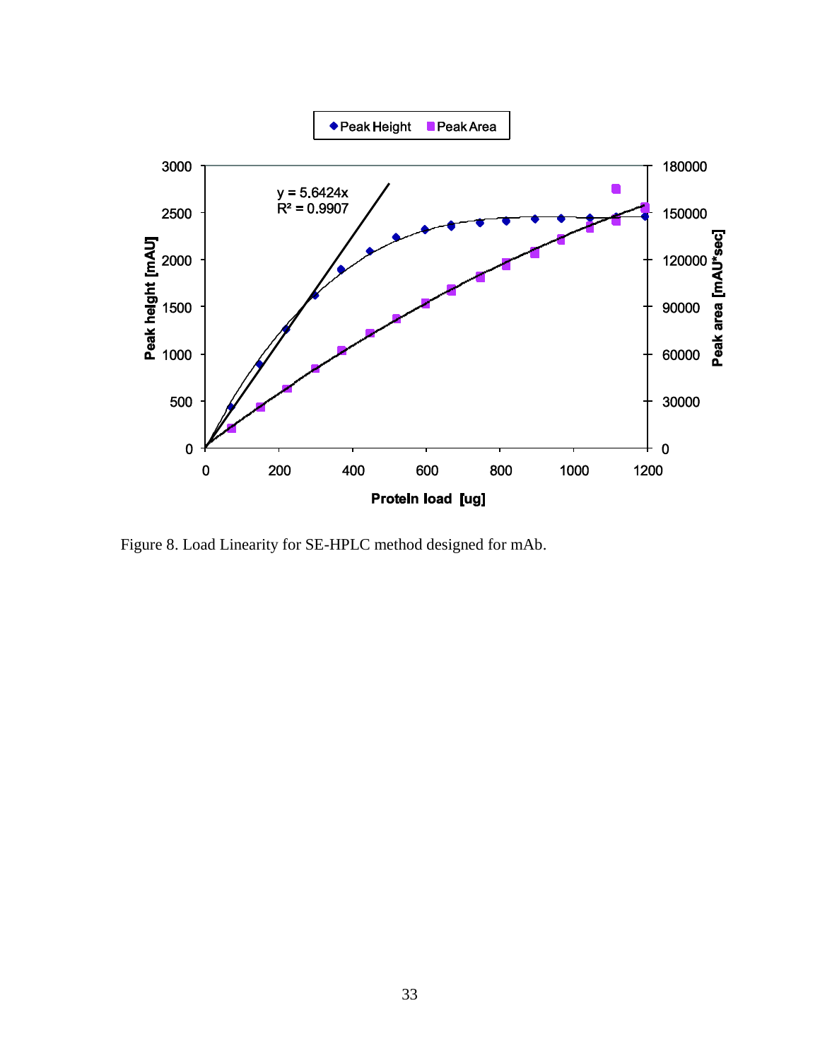Figure 8. Load Linearity for SE-HPLC method designed for mAb.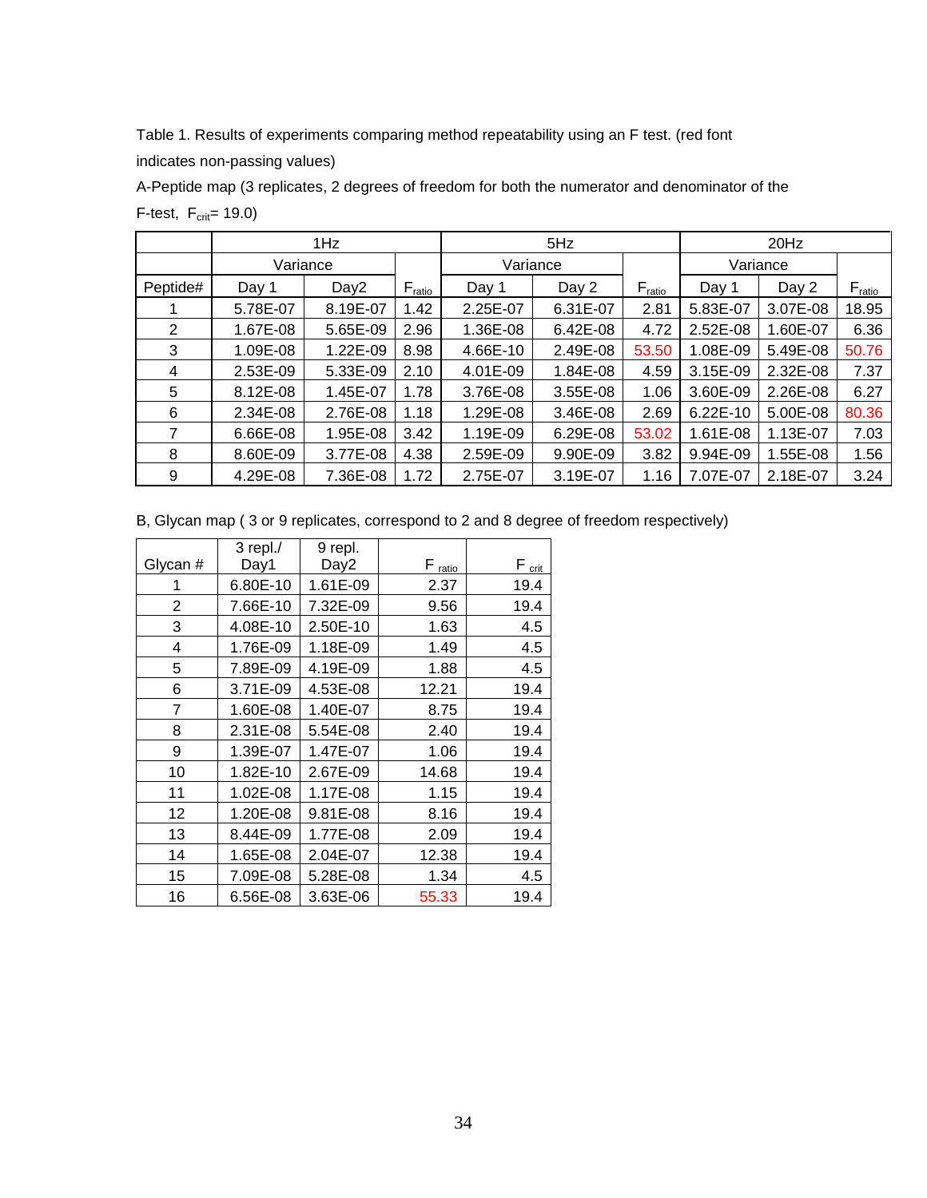Table 1. Results of experiments comparing method repeatability using an F test. (red font indicates non-passing values)

A-Peptide map (3 replicates, 2 degrees of freedom for both the numerator and denominator of the F-test, $F_{crit}$= 19.0)

| | 1Hz | | | 5Hz | | | 20Hz | | |
|---|---|---|---|---|---|---|---|---|---|
| | Variance | | | Variance | | | Variance | | |
| Peptide# | Day 1 | Day2 | $F_{ratio}$ | Day 1 | Day 2 | $F_{ratio}$ | Day 1 | Day 2 | $F_{ratio}$ |
| 1 | 5.78E-07 | 8.19E-07 | 1.42 | 2.25E-07 | 6.31E-07 | 2.81 | 5.83E-07 | 3.07E-08 | 18.95 |
| 2 | 1.67E-08 | 5.65E-09 | 2.96 | 1.36E-08 | 6.42E-08 | 4.72 | 2.52E-08 | 1.60E-07 | 6.36 |
| 3 | 1.09E-08 | 1.22E-09 | 8.98 | 4.66E-10 | 2.49E-08 | 53.50 | 1.08E-09 | 5.49E-08 | 50.76 |
| 4 | 2.53E-09 | 5.33E-09 | 2.10 | 4.01E-09 | 1.84E-08 | 4.59 | 3.15E-09 | 2.32E-08 | 7.37 |
| 5 | 8.12E-08 | 1.45E-07 | 1.78 | 3.76E-08 | 3.55E-08 | 1.06 | 3.60E-09 | 2.26E-08 | 6.27 |
| 6 | 2.34E-08 | 2.76E-08 | 1.18 | 1.29E-08 | 3.46E-08 | 2.69 | 6.22E-10 | 5.00E-08 | 80.36 |
| 7 | 6.66E-08 | 1.95E-08 | 3.42 | 1.19E-09 | 6.29E-08 | 53.02 | 1.61E-08 | 1.13E-07 | 7.03 |
| 8 | 8.60E-09 | 3.77E-08 | 4.38 | 2.59E-09 | 9.90E-09 | 3.82 | 9.94E-09 | 1.55E-08 | 1.56 |
| 9 | 4.29E-08 | 7.36E-08 | 1.72 | 2.75E-07 | 3.19E-07 | 1.16 | 7.07E-07 | 2.18E-07 | 3.24 |

B, Glycan map ( 3 or 9 replicates, correspond to 2 and 8 degree of freedom respectively)

| Glycan # | 3 repl./ Day1 | 9 repl. Day2 | $F_{ratio}$ | $F_{crit}$ |
|---|---|---|---|---|
| 1 | 6.80E-10 | 1.61E-09 | 2.37 | 19.4 |
| 2 | 7.66E-10 | 7.32E-09 | 9.56 | 19.4 |
| 3 | 4.08E-10 | 2.50E-10 | 1.63 | 4.5 |
| 4 | 1.76E-09 | 1.18E-09 | 1.49 | 4.5 |
| 5 | 7.89E-09 | 4.19E-09 | 1.88 | 4.5 |
| 6 | 3.71E-09 | 4.53E-08 | 12.21 | 19.4 |
| 7 | 1.60E-08 | 1.40E-07 | 8.75 | 19.4 |
| 8 | 2.31E-08 | 5.54E-08 | 2.40 | 19.4 |
| 9 | 1.39E-07 | 1.47E-07 | 1.06 | 19.4 |
| 10 | 1.82E-10 | 2.67E-09 | 14.68 | 19.4 |
| 11 | 1.02E-08 | 1.17E-08 | 1.15 | 19.4 |
| 12 | 1.20E-08 | 9.81E-08 | 8.16 | 19.4 |
| 13 | 8.44E-09 | 1.77E-08 | 2.09 | 19.4 |
| 14 | 1.65E-08 | 2.04E-07 | 12.38 | 19.4 |
| 15 | 7.09E-08 | 5.28E-08 | 1.34 | 4.5 |
| 16 | 6.56E-08 | 3.63E-06 | 55.33 | 19.4 |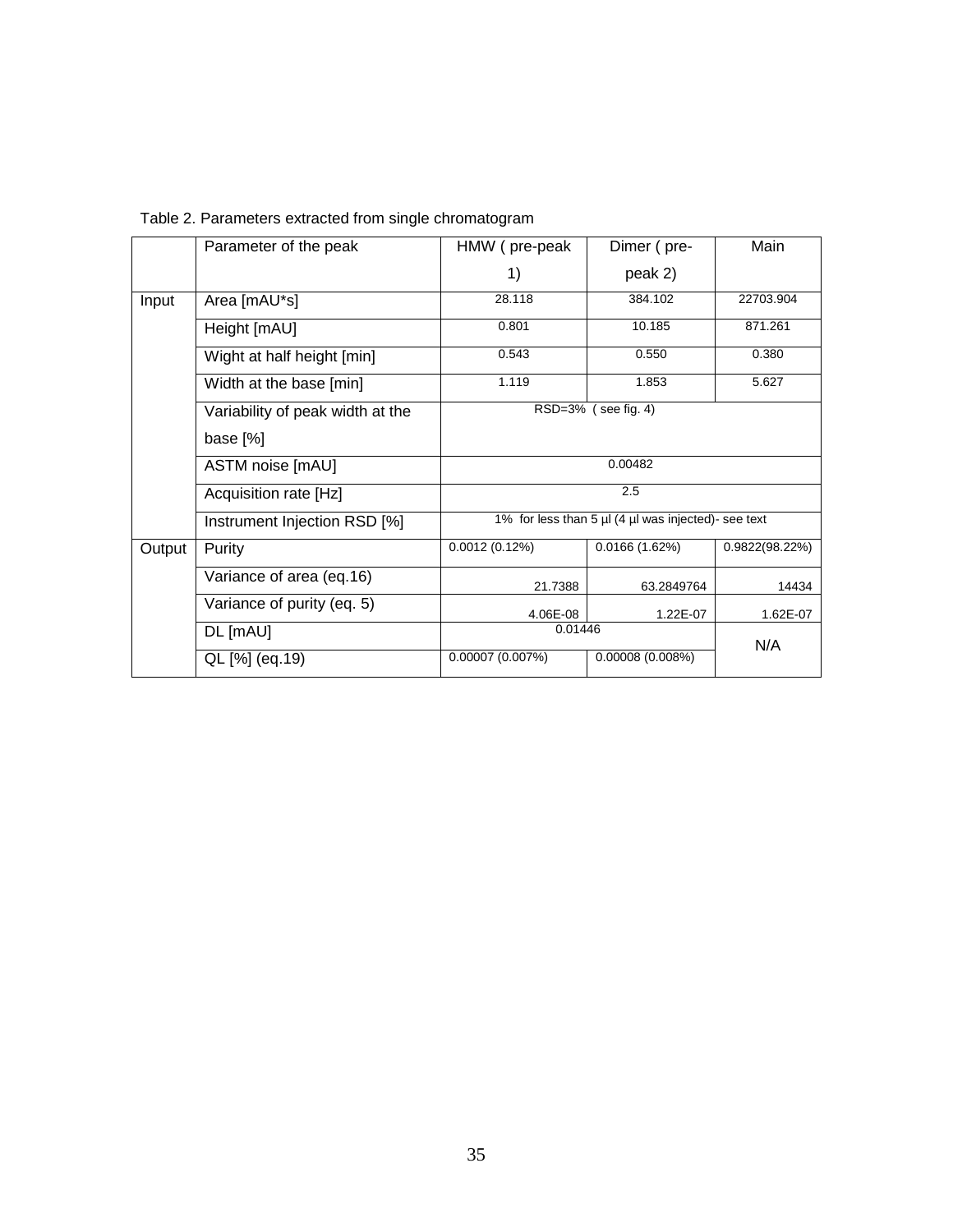Table 2. Parameters extracted from single chromatogram

| | Parameter of the peak | HMW ( pre-peak 1) | Dimer ( pre-peak 2) | Main |
|---|---|---|---|---|
| Input | Area [mAU*s] | 28.118 | 384.102 | 22703.904 |
| | Height [mAU] | 0.801 | 10.185 | 871.261 |
| | Wight at half height [min] | 0.543 | 0.550 | 0.380 |
| | Width at the base [min] | 1.119 | 1.853 | 5.627 |
| | Variability of peak width at the base [%] | RSD=3% ( see fig. 4) | | |
| | ASTM noise [mAU] | 0.00482 | | |
| | Acquisition rate [Hz] | 2.5 | | |
| | Instrument Injection RSD [%] | 1% for less than 5 µl (4 µl was injected)- see text | | |
| Output | Purity | 0.0012 (0.12%) | 0.0166 (1.62%) | 0.9822(98.22%) |
| | Variance of area (eq.16) | 21.7388 | 63.2849764 | 14434 |
| | Variance of purity (eq. 5) | 4.06E-08 | 1.22E-07 | 1.62E-07 |
| | DL [mAU] | 0.01446 | | N/A |
| | QL [%] (eq.19) | 0.00007 (0.007%) | 0.00008 (0.008%) | |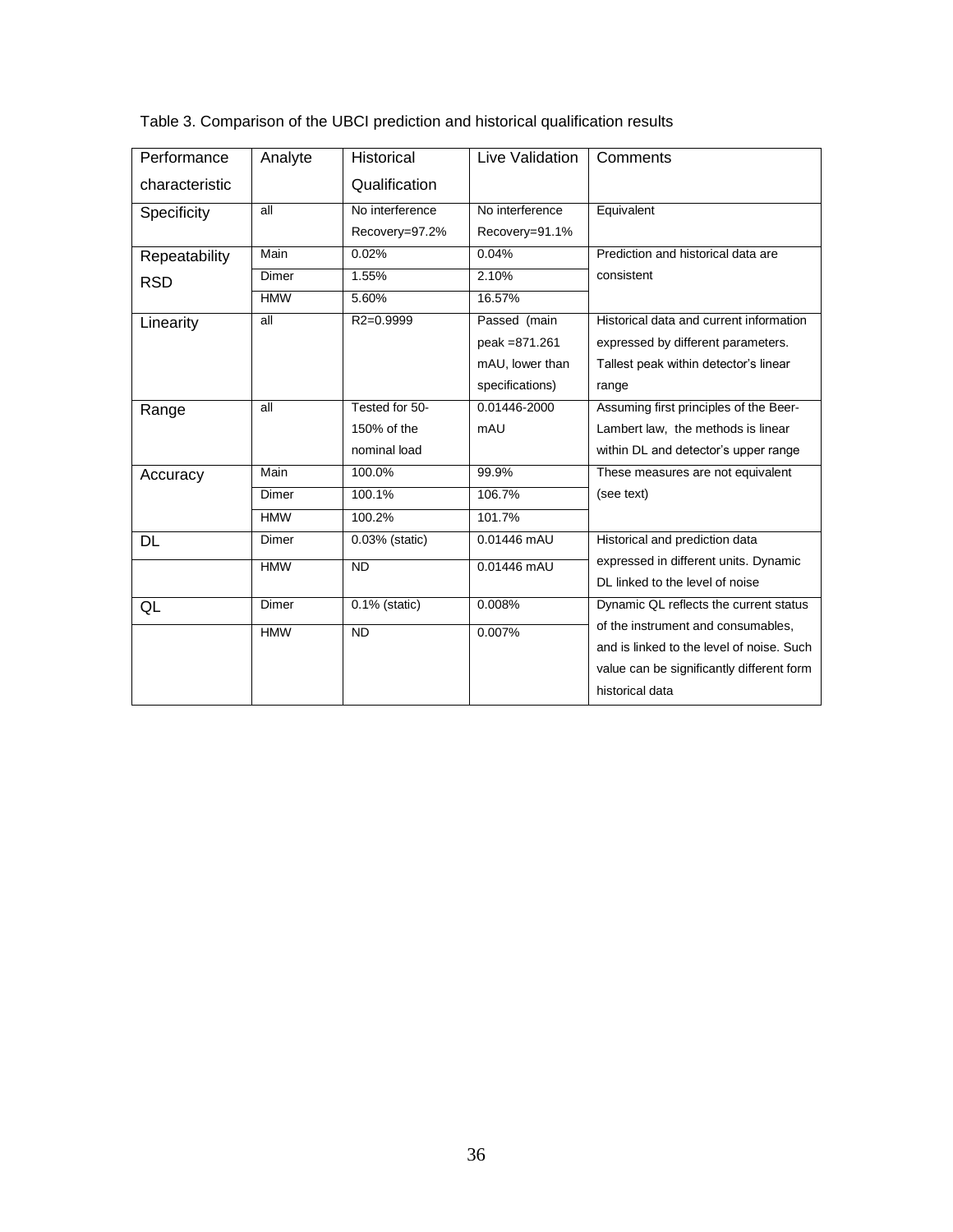Table 3. Comparison of the UBCI prediction and historical qualification results

| Performance characteristic | Analyte | Historical Qualification | Live Validation | Comments |
|---|---|---|---|---|
| Specificity | all | No interference Recovery=97.2% | No interference Recovery=91.1% | Equivalent |
| Repeatability RSD | Main | 0.02% | 0.04% | Prediction and historical data are consistent |
| | Dimer | 1.55% | 2.10% | |
| | HMW | 5.60% | 16.57% | |
| Linearity | all | $R2=0.9999$ | Passed (main peak =871.261 mAU, lower than specifications) | Historical data and current information expressed by different parameters. Tallest peak within detector's linear range |
| Range | all | Tested for 50-150% of the nominal load | 0.01446-2000 mAU | Assuming first principles of the Beer-Lambert law, the methods is linear within DL and detector's upper range |
| Accuracy | Main | 100.0% | 99.9% | These measures are not equivalent (see text) |
| | Dimer | 100.1% | 106.7% | |
| | HMW | 100.2% | 101.7% | |
| DL | Dimer | 0.03% (static) | 0.01446 mAU | Historical and prediction data expressed in different units. Dynamic DL linked to the level of noise |
| | HMW | ND | 0.01446 mAU | |
| QL | Dimer | 0.1% (static) | 0.008% | Dynamic QL reflects the current status of the instrument and consumables, and is linked to the level of noise. Such value can be significantly different form historical data |
| | HMW | ND | 0.007% | |